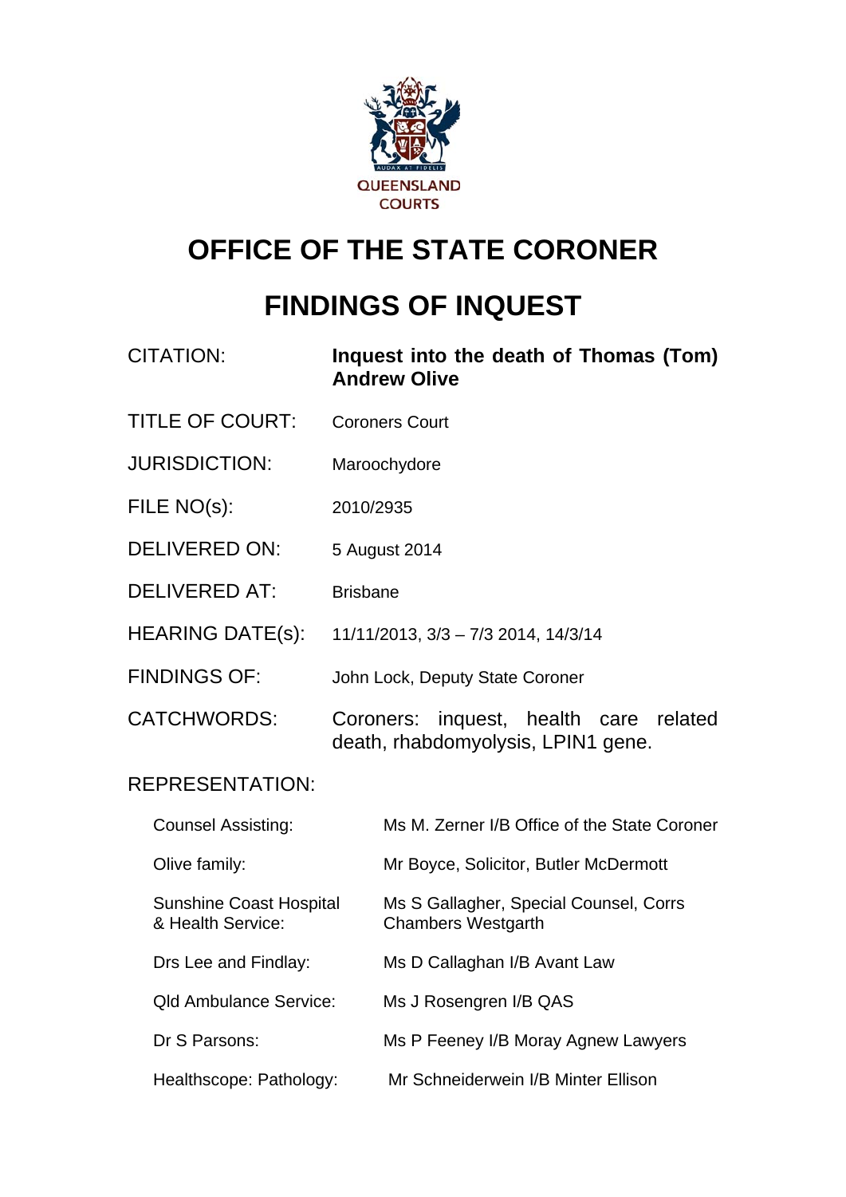QUEENSLAND COURTS

# OFFICE OF THE STATE CORONER

# FINDINGS OF INQUEST

| | |
|---|---|
| CITATION: | **Inquest into the death of Thomas (Tom) Andrew Olive** |
| TITLE OF COURT: | Coroners Court |
| JURISDICTION: | Maroochydore |
| FILE NO(s): | 2010/2935 |
| DELIVERED ON: | 5 August 2014 |
| DELIVERED AT: | Brisbane |
| HEARING DATE(s): | 11/11/2013, 3/3 – 7/3 2014, 14/3/14 |
| FINDINGS OF: | John Lock, Deputy State Coroner |
| CATCHWORDS: | Coroners: inquest, health care related death, rhabdomyolysis, LPIN1 gene. |

REPRESENTATION:

| | |
|---|---|
| Counsel Assisting: | Ms M. Zerner I/B Office of the State Coroner |
| Olive family: | Mr Boyce, Solicitor, Butler McDermott |
| Sunshine Coast Hospital & Health Service: | Ms S Gallagher, Special Counsel, Corrs Chambers Westgarth |
| Drs Lee and Findlay: | Ms D Callaghan I/B Avant Law |
| Qld Ambulance Service: | Ms J Rosengren I/B QAS |
| Dr S Parsons: | Ms P Feeney I/B Moray Agnew Lawyers |
| Healthscope: Pathology: | Mr Schneiderwein I/B Minter Ellison |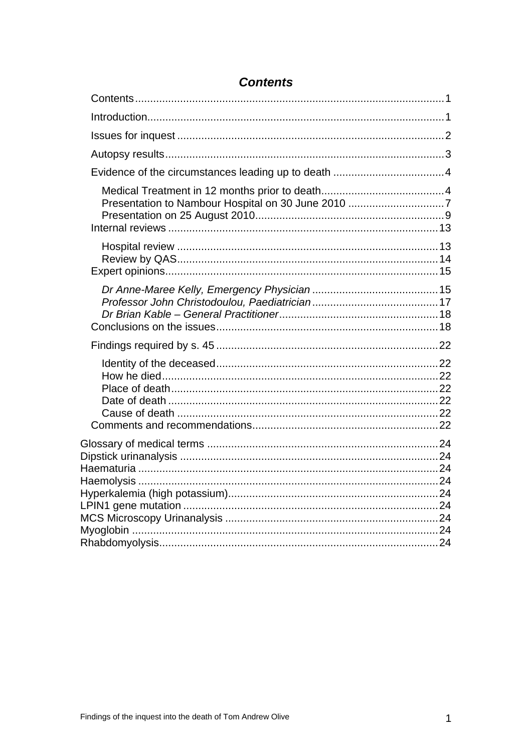## *Contents*

Contents ........................................................................................................ 1
Introduction .................................................................................................... 1
Issues for inquest ........................................................................................... 2
Autopsy results .............................................................................................. 3
Evidence of the circumstances leading up to death ....................................... 4

- Medical Treatment in 12 months prior to death ........................................ 4
- Presentation to Nambour Hospital on 30 June 2010 ................................ 7
- Presentation on 25 August 2010 .............................................................. 9

Internal reviews ............................................................................................ 13

- Hospital review ...................................................................................... 13
- Review by QAS ...................................................................................... 14

Expert opinions ............................................................................................. 15

- *Dr Anne-Maree Kelly, Emergency Physician* .......................................... 15
- *Professor John Christodoulou, Paediatrician* .......................................... 17
- *Dr Brian Kable – General Practitioner* .................................................... 18

Conclusions on the issues ............................................................................ 18
Findings required by s. 45 ............................................................................ 22

- Identity of the deceased ......................................................................... 22
- How he died ........................................................................................... 22
- Place of death ........................................................................................ 22
- Date of death ......................................................................................... 22
- Cause of death ...................................................................................... 22

Comments and recommendations ................................................................. 22

Glossary of medical terms ............................................................................ 24
Dipstick urinanalysis ..................................................................................... 24
Haematuria ................................................................................................... 24
Haemolysis ................................................................................................... 24
Hyperkalemia (high potassium) ..................................................................... 24
LPIN1 gene mutation .................................................................................... 24
MCS Microscopy Urinanalysis ...................................................................... 24
Myoglobin ..................................................................................................... 24
Rhabdomyolysis ............................................................................................ 24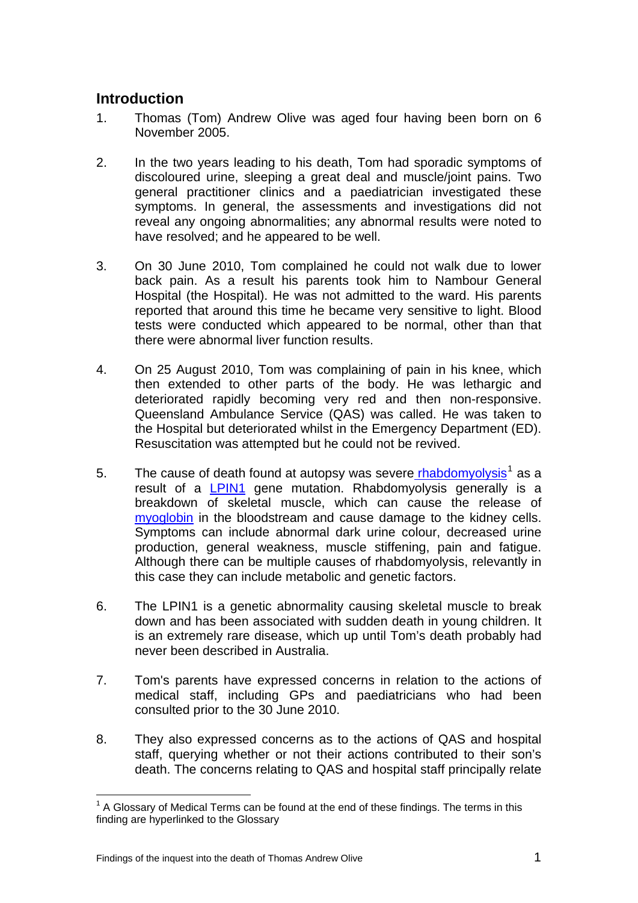## Introduction

1. Thomas (Tom) Andrew Olive was aged four having been born on 6 November 2005.

2. In the two years leading to his death, Tom had sporadic symptoms of discoloured urine, sleeping a great deal and muscle/joint pains. Two general practitioner clinics and a paediatrician investigated these symptoms. In general, the assessments and investigations did not reveal any ongoing abnormalities; any abnormal results were noted to have resolved; and he appeared to be well.

3. On 30 June 2010, Tom complained he could not walk due to lower back pain. As a result his parents took him to Nambour General Hospital (the Hospital). He was not admitted to the ward. His parents reported that around this time he became very sensitive to light. Blood tests were conducted which appeared to be normal, other than that there were abnormal liver function results.

4. On 25 August 2010, Tom was complaining of pain in his knee, which then extended to other parts of the body. He was lethargic and deteriorated rapidly becoming very red and then non-responsive. Queensland Ambulance Service (QAS) was called. He was taken to the Hospital but deteriorated whilst in the Emergency Department (ED). Resuscitation was attempted but he could not be revived.

5. The cause of death found at autopsy was severe rhabdomyolysis[1] as a result of a LPIN1 gene mutation. Rhabdomyolysis generally is a breakdown of skeletal muscle, which can cause the release of myoglobin in the bloodstream and cause damage to the kidney cells. Symptoms can include abnormal dark urine colour, decreased urine production, general weakness, muscle stiffening, pain and fatigue. Although there can be multiple causes of rhabdomyolysis, relevantly in this case they can include metabolic and genetic factors.

6. The LPIN1 is a genetic abnormality causing skeletal muscle to break down and has been associated with sudden death in young children. It is an extremely rare disease, which up until Tom's death probably had never been described in Australia.

7. Tom's parents have expressed concerns in relation to the actions of medical staff, including GPs and paediatricians who had been consulted prior to the 30 June 2010.

8. They also expressed concerns as to the actions of QAS and hospital staff, querying whether or not their actions contributed to their son's death. The concerns relating to QAS and hospital staff principally relate

[1] A Glossary of Medical Terms can be found at the end of these findings. The terms in this finding are hyperlinked to the Glossary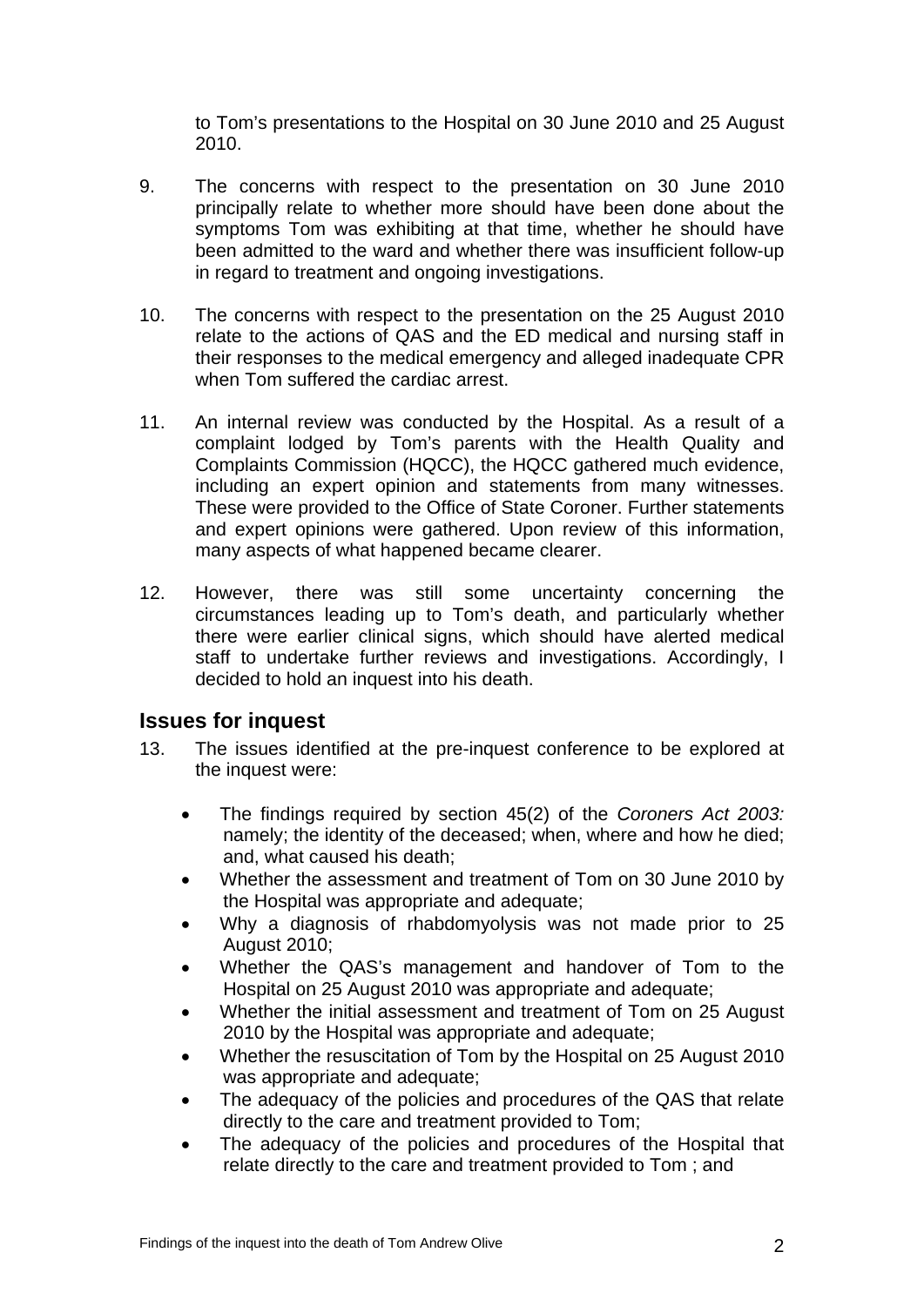to Tom's presentations to the Hospital on 30 June 2010 and 25 August 2010.

9. The concerns with respect to the presentation on 30 June 2010 principally relate to whether more should have been done about the symptoms Tom was exhibiting at that time, whether he should have been admitted to the ward and whether there was insufficient follow-up in regard to treatment and ongoing investigations.

10. The concerns with respect to the presentation on the 25 August 2010 relate to the actions of QAS and the ED medical and nursing staff in their responses to the medical emergency and alleged inadequate CPR when Tom suffered the cardiac arrest.

11. An internal review was conducted by the Hospital. As a result of a complaint lodged by Tom's parents with the Health Quality and Complaints Commission (HQCC), the HQCC gathered much evidence, including an expert opinion and statements from many witnesses. These were provided to the Office of State Coroner. Further statements and expert opinions were gathered. Upon review of this information, many aspects of what happened became clearer.

12. However, there was still some uncertainty concerning the circumstances leading up to Tom's death, and particularly whether there were earlier clinical signs, which should have alerted medical staff to undertake further reviews and investigations. Accordingly, I decided to hold an inquest into his death.

## Issues for inquest

13. The issues identified at the pre-inquest conference to be explored at the inquest were:

    - The findings required by section 45(2) of the *Coroners Act 2003:* namely; the identity of the deceased; when, where and how he died; and, what caused his death;
    - Whether the assessment and treatment of Tom on 30 June 2010 by the Hospital was appropriate and adequate;
    - Why a diagnosis of rhabdomyolysis was not made prior to 25 August 2010;
    - Whether the QAS's management and handover of Tom to the Hospital on 25 August 2010 was appropriate and adequate;
    - Whether the initial assessment and treatment of Tom on 25 August 2010 by the Hospital was appropriate and adequate;
    - Whether the resuscitation of Tom by the Hospital on 25 August 2010 was appropriate and adequate;
    - The adequacy of the policies and procedures of the QAS that relate directly to the care and treatment provided to Tom;
    - The adequacy of the policies and procedures of the Hospital that relate directly to the care and treatment provided to Tom ; and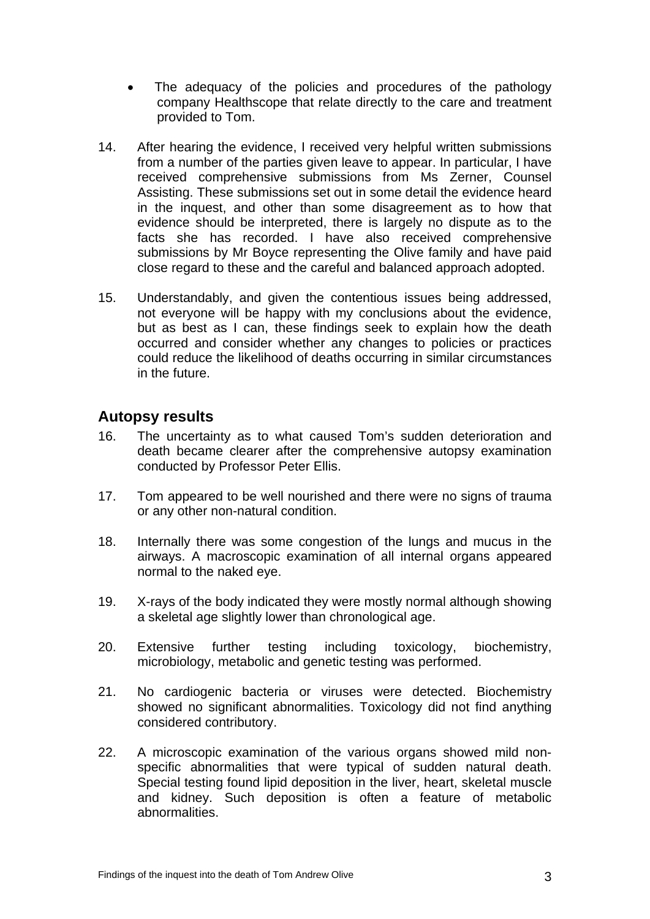- The adequacy of the policies and procedures of the pathology company Healthscope that relate directly to the care and treatment provided to Tom.

14. After hearing the evidence, I received very helpful written submissions from a number of the parties given leave to appear. In particular, I have received comprehensive submissions from Ms Zerner, Counsel Assisting. These submissions set out in some detail the evidence heard in the inquest, and other than some disagreement as to how that evidence should be interpreted, there is largely no dispute as to the facts she has recorded. I have also received comprehensive submissions by Mr Boyce representing the Olive family and have paid close regard to these and the careful and balanced approach adopted.

15. Understandably, and given the contentious issues being addressed, not everyone will be happy with my conclusions about the evidence, but as best as I can, these findings seek to explain how the death occurred and consider whether any changes to policies or practices could reduce the likelihood of deaths occurring in similar circumstances in the future.

## Autopsy results

16. The uncertainty as to what caused Tom's sudden deterioration and death became clearer after the comprehensive autopsy examination conducted by Professor Peter Ellis.

17. Tom appeared to be well nourished and there were no signs of trauma or any other non-natural condition.

18. Internally there was some congestion of the lungs and mucus in the airways. A macroscopic examination of all internal organs appeared normal to the naked eye.

19. X-rays of the body indicated they were mostly normal although showing a skeletal age slightly lower than chronological age.

20. Extensive further testing including toxicology, biochemistry, microbiology, metabolic and genetic testing was performed.

21. No cardiogenic bacteria or viruses were detected. Biochemistry showed no significant abnormalities. Toxicology did not find anything considered contributory.

22. A microscopic examination of the various organs showed mild non-specific abnormalities that were typical of sudden natural death. Special testing found lipid deposition in the liver, heart, skeletal muscle and kidney. Such deposition is often a feature of metabolic abnormalities.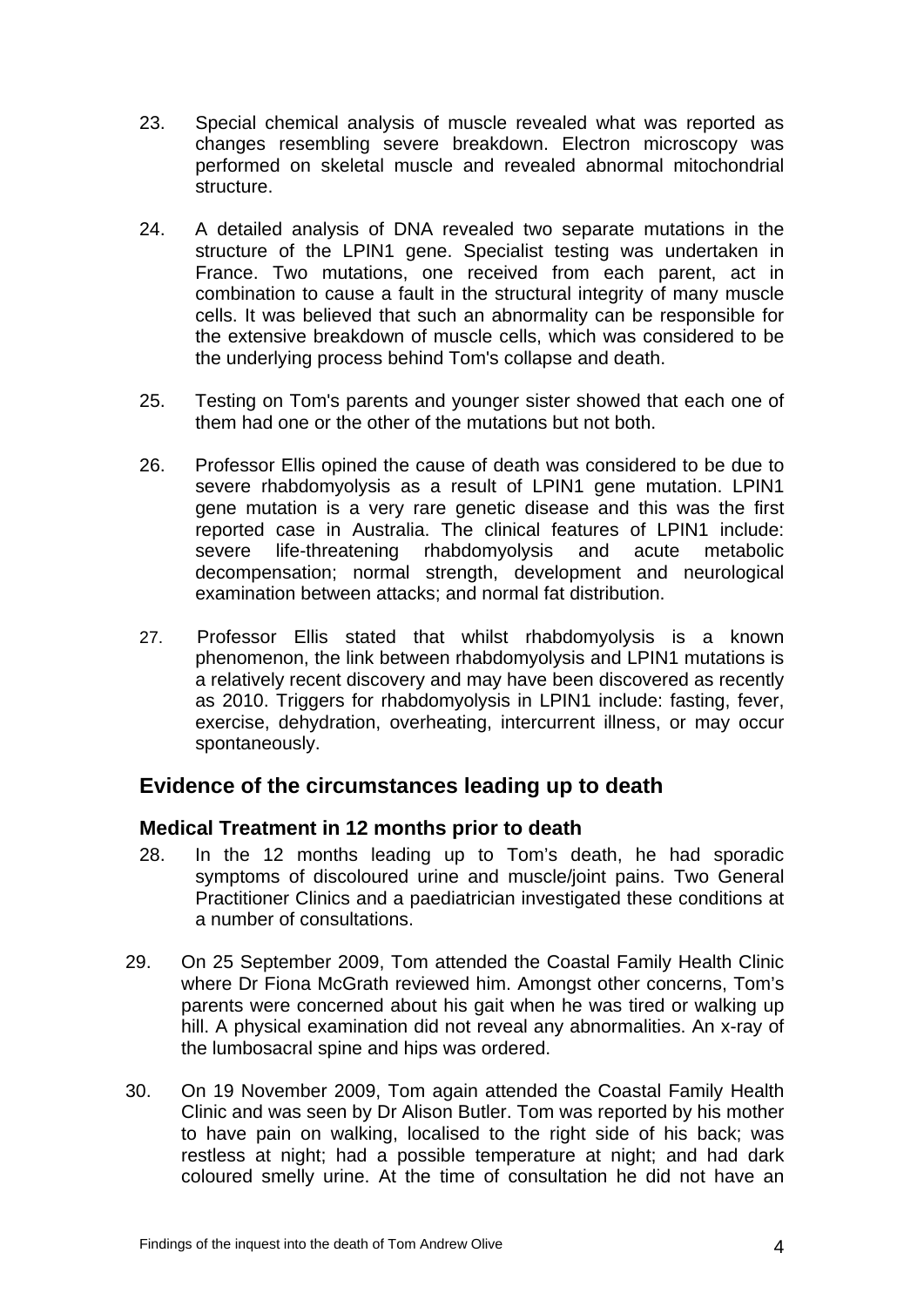23. Special chemical analysis of muscle revealed what was reported as changes resembling severe breakdown. Electron microscopy was performed on skeletal muscle and revealed abnormal mitochondrial structure.

24. A detailed analysis of DNA revealed two separate mutations in the structure of the LPIN1 gene. Specialist testing was undertaken in France. Two mutations, one received from each parent, act in combination to cause a fault in the structural integrity of many muscle cells. It was believed that such an abnormality can be responsible for the extensive breakdown of muscle cells, which was considered to be the underlying process behind Tom's collapse and death.

25. Testing on Tom's parents and younger sister showed that each one of them had one or the other of the mutations but not both.

26. Professor Ellis opined the cause of death was considered to be due to severe rhabdomyolysis as a result of LPIN1 gene mutation. LPIN1 gene mutation is a very rare genetic disease and this was the first reported case in Australia. The clinical features of LPIN1 include: severe life-threatening rhabdomyolysis and acute metabolic decompensation; normal strength, development and neurological examination between attacks; and normal fat distribution.

27. Professor Ellis stated that whilst rhabdomyolysis is a known phenomenon, the link between rhabdomyolysis and LPIN1 mutations is a relatively recent discovery and may have been discovered as recently as 2010. Triggers for rhabdomyolysis in LPIN1 include: fasting, fever, exercise, dehydration, overheating, intercurrent illness, or may occur spontaneously.

## Evidence of the circumstances leading up to death

### Medical Treatment in 12 months prior to death

28. In the 12 months leading up to Tom's death, he had sporadic symptoms of discoloured urine and muscle/joint pains. Two General Practitioner Clinics and a paediatrician investigated these conditions at a number of consultations.

29. On 25 September 2009, Tom attended the Coastal Family Health Clinic where Dr Fiona McGrath reviewed him. Amongst other concerns, Tom's parents were concerned about his gait when he was tired or walking up hill. A physical examination did not reveal any abnormalities. An x-ray of the lumbosacral spine and hips was ordered.

30. On 19 November 2009, Tom again attended the Coastal Family Health Clinic and was seen by Dr Alison Butler. Tom was reported by his mother to have pain on walking, localised to the right side of his back; was restless at night; had a possible temperature at night; and had dark coloured smelly urine. At the time of consultation he did not have an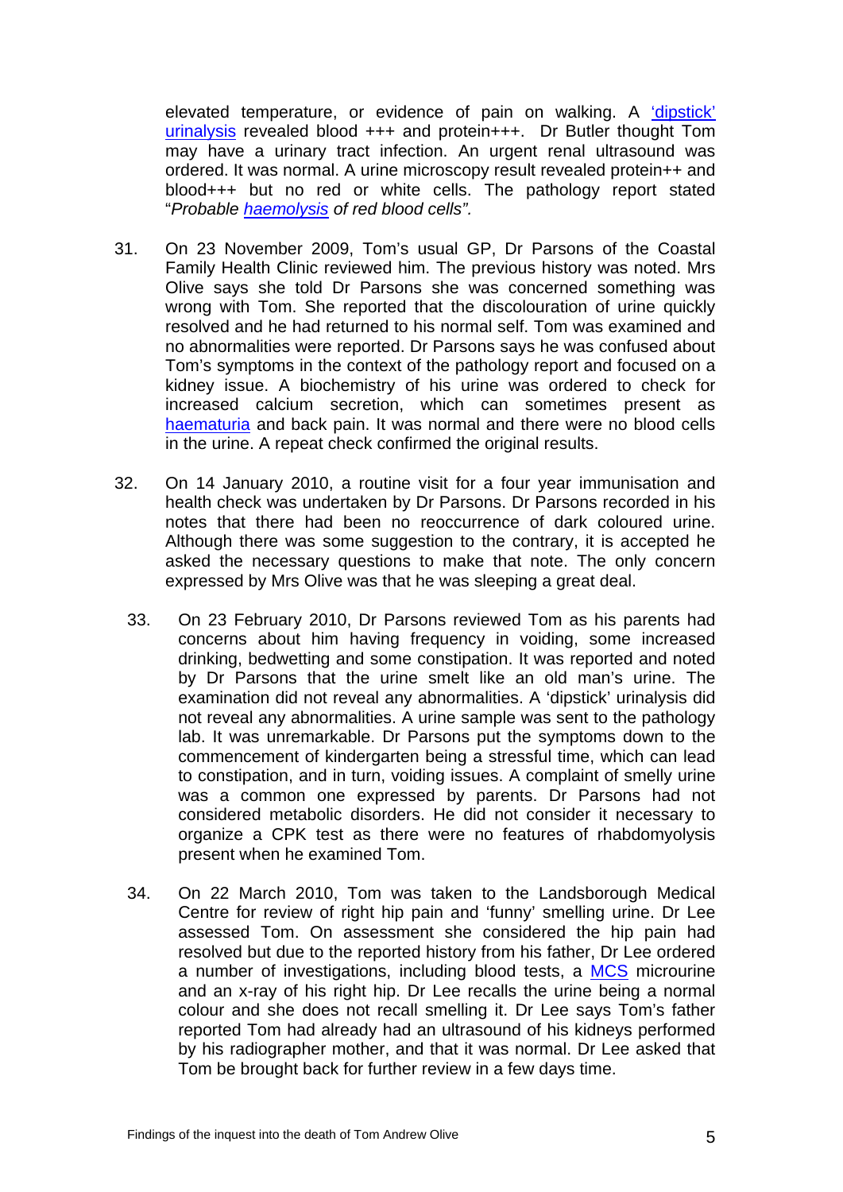elevated temperature, or evidence of pain on walking. A 'dipstick' urinalysis revealed blood +++ and protein+++. Dr Butler thought Tom may have a urinary tract infection. An urgent renal ultrasound was ordered. It was normal. A urine microscopy result revealed protein++ and blood+++ but no red or white cells. The pathology report stated "*Probable haemolysis of red blood cells".*

31. On 23 November 2009, Tom's usual GP, Dr Parsons of the Coastal Family Health Clinic reviewed him. The previous history was noted. Mrs Olive says she told Dr Parsons she was concerned something was wrong with Tom. She reported that the discolouration of urine quickly resolved and he had returned to his normal self. Tom was examined and no abnormalities were reported. Dr Parsons says he was confused about Tom's symptoms in the context of the pathology report and focused on a kidney issue. A biochemistry of his urine was ordered to check for increased calcium secretion, which can sometimes present as haematuria and back pain. It was normal and there were no blood cells in the urine. A repeat check confirmed the original results.

32. On 14 January 2010, a routine visit for a four year immunisation and health check was undertaken by Dr Parsons. Dr Parsons recorded in his notes that there had been no reoccurrence of dark coloured urine. Although there was some suggestion to the contrary, it is accepted he asked the necessary questions to make that note. The only concern expressed by Mrs Olive was that he was sleeping a great deal.

33. On 23 February 2010, Dr Parsons reviewed Tom as his parents had concerns about him having frequency in voiding, some increased drinking, bedwetting and some constipation. It was reported and noted by Dr Parsons that the urine smelt like an old man's urine. The examination did not reveal any abnormalities. A 'dipstick' urinalysis did not reveal any abnormalities. A urine sample was sent to the pathology lab. It was unremarkable. Dr Parsons put the symptoms down to the commencement of kindergarten being a stressful time, which can lead to constipation, and in turn, voiding issues. A complaint of smelly urine was a common one expressed by parents. Dr Parsons had not considered metabolic disorders. He did not consider it necessary to organize a CPK test as there were no features of rhabdomyolysis present when he examined Tom.

34. On 22 March 2010, Tom was taken to the Landsborough Medical Centre for review of right hip pain and 'funny' smelling urine. Dr Lee assessed Tom. On assessment she considered the hip pain had resolved but due to the reported history from his father, Dr Lee ordered a number of investigations, including blood tests, a MCS microurine and an x-ray of his right hip. Dr Lee recalls the urine being a normal colour and she does not recall smelling it. Dr Lee says Tom's father reported Tom had already had an ultrasound of his kidneys performed by his radiographer mother, and that it was normal. Dr Lee asked that Tom be brought back for further review in a few days time.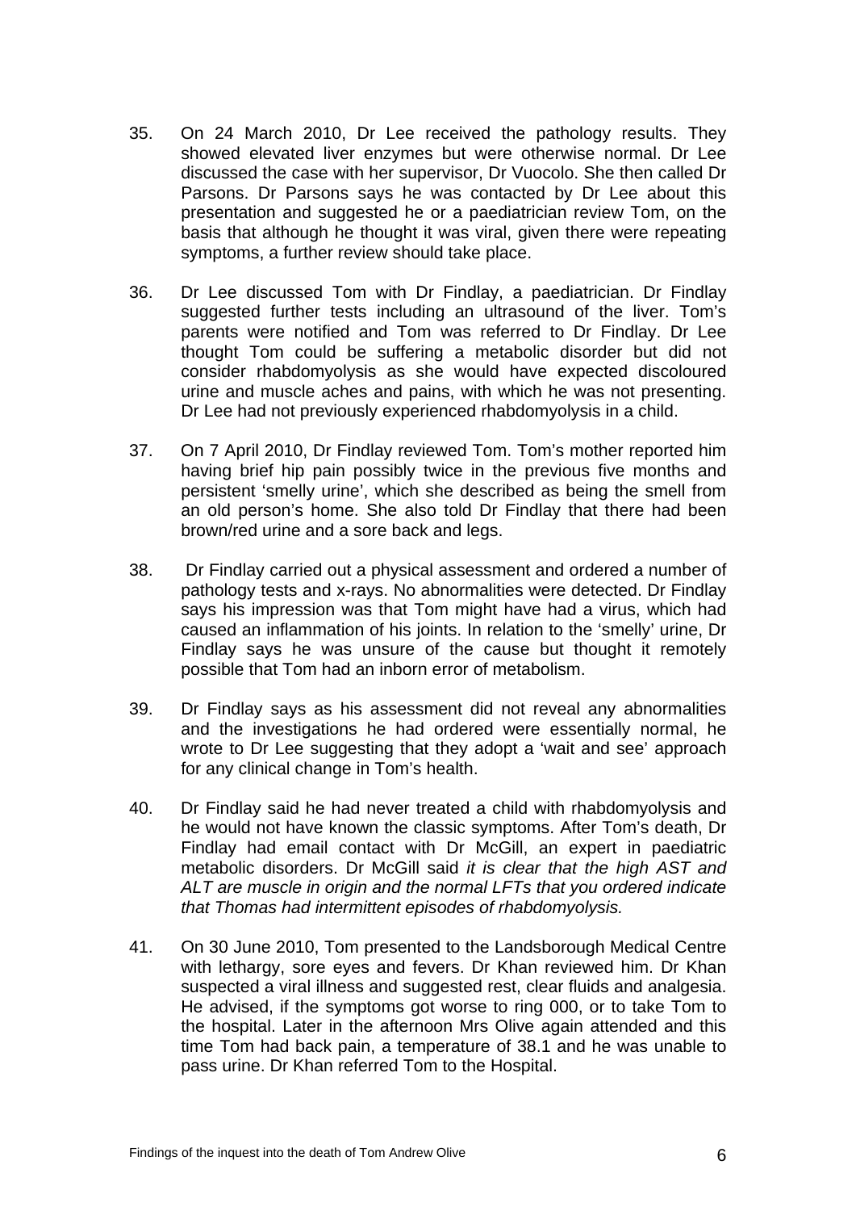35. On 24 March 2010, Dr Lee received the pathology results. They showed elevated liver enzymes but were otherwise normal. Dr Lee discussed the case with her supervisor, Dr Vuocolo. She then called Dr Parsons. Dr Parsons says he was contacted by Dr Lee about this presentation and suggested he or a paediatrician review Tom, on the basis that although he thought it was viral, given there were repeating symptoms, a further review should take place.

36. Dr Lee discussed Tom with Dr Findlay, a paediatrician. Dr Findlay suggested further tests including an ultrasound of the liver. Tom's parents were notified and Tom was referred to Dr Findlay. Dr Lee thought Tom could be suffering a metabolic disorder but did not consider rhabdomyolysis as she would have expected discoloured urine and muscle aches and pains, with which he was not presenting. Dr Lee had not previously experienced rhabdomyolysis in a child.

37. On 7 April 2010, Dr Findlay reviewed Tom. Tom's mother reported him having brief hip pain possibly twice in the previous five months and persistent 'smelly urine', which she described as being the smell from an old person's home. She also told Dr Findlay that there had been brown/red urine and a sore back and legs.

38. Dr Findlay carried out a physical assessment and ordered a number of pathology tests and x-rays. No abnormalities were detected. Dr Findlay says his impression was that Tom might have had a virus, which had caused an inflammation of his joints. In relation to the 'smelly' urine, Dr Findlay says he was unsure of the cause but thought it remotely possible that Tom had an inborn error of metabolism.

39. Dr Findlay says as his assessment did not reveal any abnormalities and the investigations he had ordered were essentially normal, he wrote to Dr Lee suggesting that they adopt a 'wait and see' approach for any clinical change in Tom's health.

40. Dr Findlay said he had never treated a child with rhabdomyolysis and he would not have known the classic symptoms. After Tom's death, Dr Findlay had email contact with Dr McGill, an expert in paediatric metabolic disorders. Dr McGill said *it is clear that the high AST and ALT are muscle in origin and the normal LFTs that you ordered indicate that Thomas had intermittent episodes of rhabdomyolysis.*

41. On 30 June 2010, Tom presented to the Landsborough Medical Centre with lethargy, sore eyes and fevers. Dr Khan reviewed him. Dr Khan suspected a viral illness and suggested rest, clear fluids and analgesia. He advised, if the symptoms got worse to ring 000, or to take Tom to the hospital. Later in the afternoon Mrs Olive again attended and this time Tom had back pain, a temperature of 38.1 and he was unable to pass urine. Dr Khan referred Tom to the Hospital.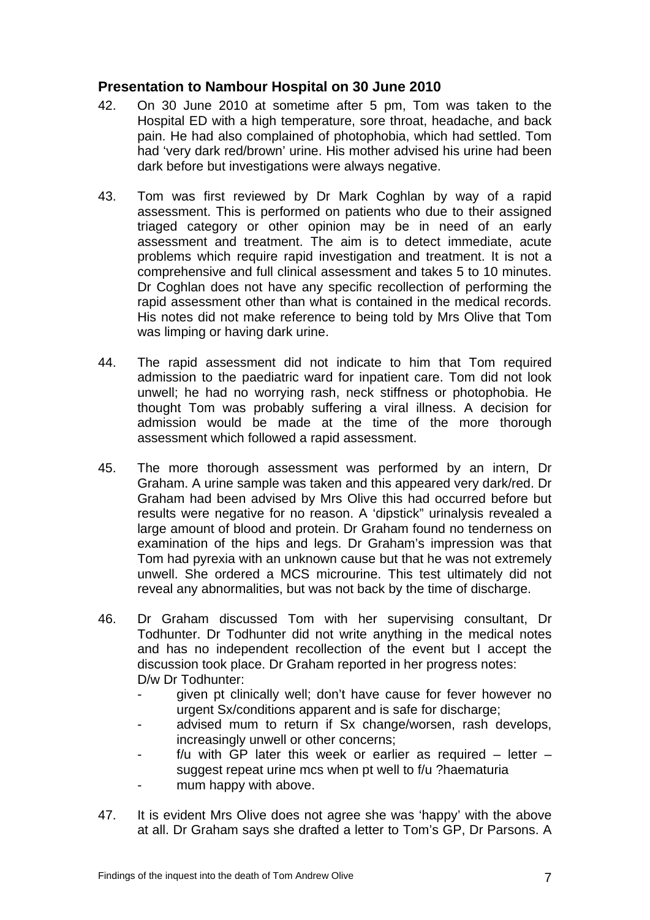## Presentation to Nambour Hospital on 30 June 2010

42. On 30 June 2010 at sometime after 5 pm, Tom was taken to the Hospital ED with a high temperature, sore throat, headache, and back pain. He had also complained of photophobia, which had settled. Tom had 'very dark red/brown' urine. His mother advised his urine had been dark before but investigations were always negative.

43. Tom was first reviewed by Dr Mark Coghlan by way of a rapid assessment. This is performed on patients who due to their assigned triaged category or other opinion may be in need of an early assessment and treatment. The aim is to detect immediate, acute problems which require rapid investigation and treatment. It is not a comprehensive and full clinical assessment and takes 5 to 10 minutes. Dr Coghlan does not have any specific recollection of performing the rapid assessment other than what is contained in the medical records. His notes did not make reference to being told by Mrs Olive that Tom was limping or having dark urine.

44. The rapid assessment did not indicate to him that Tom required admission to the paediatric ward for inpatient care. Tom did not look unwell; he had no worrying rash, neck stiffness or photophobia. He thought Tom was probably suffering a viral illness. A decision for admission would be made at the time of the more thorough assessment which followed a rapid assessment.

45. The more thorough assessment was performed by an intern, Dr Graham. A urine sample was taken and this appeared very dark/red. Dr Graham had been advised by Mrs Olive this had occurred before but results were negative for no reason. A 'dipstick" urinalysis revealed a large amount of blood and protein. Dr Graham found no tenderness on examination of the hips and legs. Dr Graham's impression was that Tom had pyrexia with an unknown cause but that he was not extremely unwell. She ordered a MCS microurine. This test ultimately did not reveal any abnormalities, but was not back by the time of discharge.

46. Dr Graham discussed Tom with her supervising consultant, Dr Todhunter. Dr Todhunter did not write anything in the medical notes and has no independent recollection of the event but I accept the discussion took place. Dr Graham reported in her progress notes:
    D/w Dr Todhunter:
    - given pt clinically well; don't have cause for fever however no urgent Sx/conditions apparent and is safe for discharge;
    - advised mum to return if Sx change/worsen, rash develops, increasingly unwell or other concerns;
    - f/u with GP later this week or earlier as required – letter – suggest repeat urine mcs when pt well to f/u ?haematuria
    - mum happy with above.

47. It is evident Mrs Olive does not agree she was 'happy' with the above at all. Dr Graham says she drafted a letter to Tom's GP, Dr Parsons. A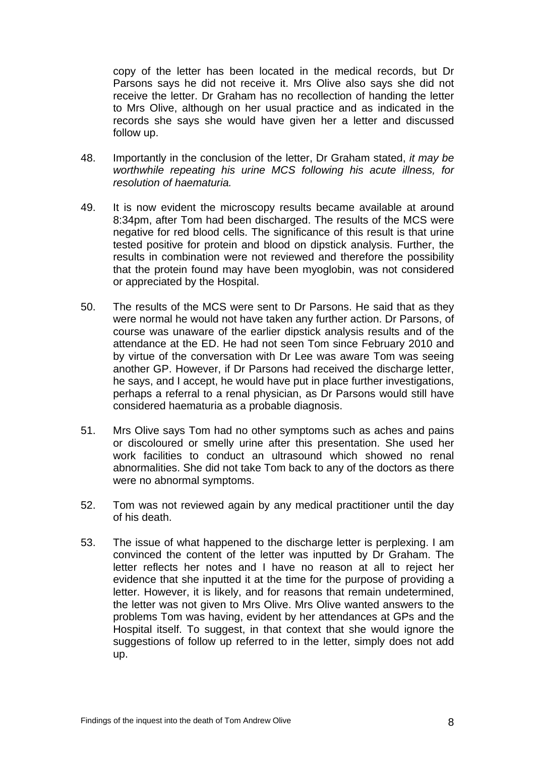copy of the letter has been located in the medical records, but Dr Parsons says he did not receive it. Mrs Olive also says she did not receive the letter. Dr Graham has no recollection of handing the letter to Mrs Olive, although on her usual practice and as indicated in the records she says she would have given her a letter and discussed follow up.

48. Importantly in the conclusion of the letter, Dr Graham stated, *it may be worthwhile repeating his urine MCS following his acute illness, for resolution of haematuria.*

49. It is now evident the microscopy results became available at around 8:34pm, after Tom had been discharged. The results of the MCS were negative for red blood cells. The significance of this result is that urine tested positive for protein and blood on dipstick analysis. Further, the results in combination were not reviewed and therefore the possibility that the protein found may have been myoglobin, was not considered or appreciated by the Hospital.

50. The results of the MCS were sent to Dr Parsons. He said that as they were normal he would not have taken any further action. Dr Parsons, of course was unaware of the earlier dipstick analysis results and of the attendance at the ED. He had not seen Tom since February 2010 and by virtue of the conversation with Dr Lee was aware Tom was seeing another GP. However, if Dr Parsons had received the discharge letter, he says, and I accept, he would have put in place further investigations, perhaps a referral to a renal physician, as Dr Parsons would still have considered haematuria as a probable diagnosis.

51. Mrs Olive says Tom had no other symptoms such as aches and pains or discoloured or smelly urine after this presentation. She used her work facilities to conduct an ultrasound which showed no renal abnormalities. She did not take Tom back to any of the doctors as there were no abnormal symptoms.

52. Tom was not reviewed again by any medical practitioner until the day of his death.

53. The issue of what happened to the discharge letter is perplexing. I am convinced the content of the letter was inputted by Dr Graham. The letter reflects her notes and I have no reason at all to reject her evidence that she inputted it at the time for the purpose of providing a letter. However, it is likely, and for reasons that remain undetermined, the letter was not given to Mrs Olive. Mrs Olive wanted answers to the problems Tom was having, evident by her attendances at GPs and the Hospital itself. To suggest, in that context that she would ignore the suggestions of follow up referred to in the letter, simply does not add up.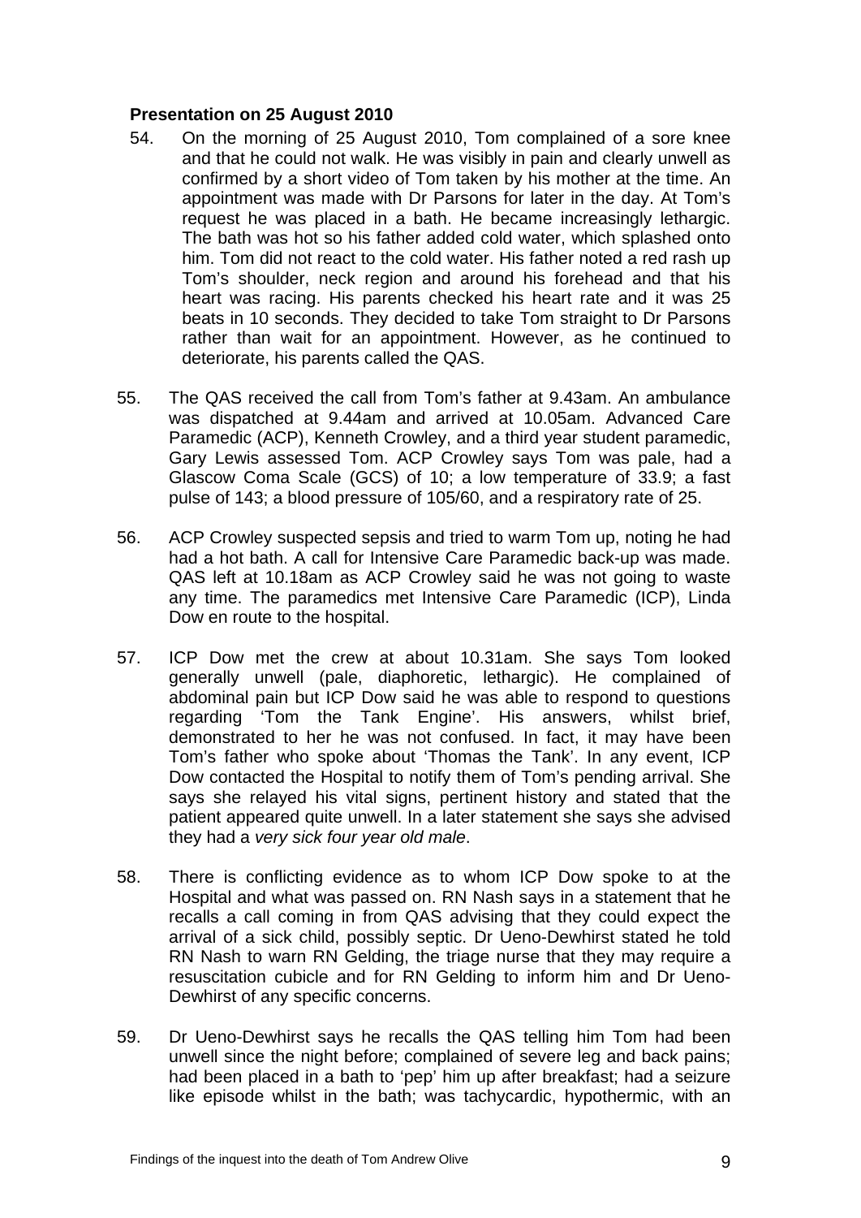### Presentation on 25 August 2010

54. On the morning of 25 August 2010, Tom complained of a sore knee and that he could not walk. He was visibly in pain and clearly unwell as confirmed by a short video of Tom taken by his mother at the time. An appointment was made with Dr Parsons for later in the day. At Tom's request he was placed in a bath. He became increasingly lethargic. The bath was hot so his father added cold water, which splashed onto him. Tom did not react to the cold water. His father noted a red rash up Tom's shoulder, neck region and around his forehead and that his heart was racing. His parents checked his heart rate and it was 25 beats in 10 seconds. They decided to take Tom straight to Dr Parsons rather than wait for an appointment. However, as he continued to deteriorate, his parents called the QAS.

55. The QAS received the call from Tom's father at 9.43am. An ambulance was dispatched at 9.44am and arrived at 10.05am. Advanced Care Paramedic (ACP), Kenneth Crowley, and a third year student paramedic, Gary Lewis assessed Tom. ACP Crowley says Tom was pale, had a Glascow Coma Scale (GCS) of 10; a low temperature of 33.9; a fast pulse of 143; a blood pressure of 105/60, and a respiratory rate of 25.

56. ACP Crowley suspected sepsis and tried to warm Tom up, noting he had had a hot bath. A call for Intensive Care Paramedic back-up was made. QAS left at 10.18am as ACP Crowley said he was not going to waste any time. The paramedics met Intensive Care Paramedic (ICP), Linda Dow en route to the hospital.

57. ICP Dow met the crew at about 10.31am. She says Tom looked generally unwell (pale, diaphoretic, lethargic). He complained of abdominal pain but ICP Dow said he was able to respond to questions regarding 'Tom the Tank Engine'. His answers, whilst brief, demonstrated to her he was not confused. In fact, it may have been Tom's father who spoke about 'Thomas the Tank'. In any event, ICP Dow contacted the Hospital to notify them of Tom's pending arrival. She says she relayed his vital signs, pertinent history and stated that the patient appeared quite unwell. In a later statement she says she advised they had a *very sick four year old male*.

58. There is conflicting evidence as to whom ICP Dow spoke to at the Hospital and what was passed on. RN Nash says in a statement that he recalls a call coming in from QAS advising that they could expect the arrival of a sick child, possibly septic. Dr Ueno-Dewhirst stated he told RN Nash to warn RN Gelding, the triage nurse that they may require a resuscitation cubicle and for RN Gelding to inform him and Dr Ueno-Dewhirst of any specific concerns.

59. Dr Ueno-Dewhirst says he recalls the QAS telling him Tom had been unwell since the night before; complained of severe leg and back pains; had been placed in a bath to 'pep' him up after breakfast; had a seizure like episode whilst in the bath; was tachycardic, hypothermic, with an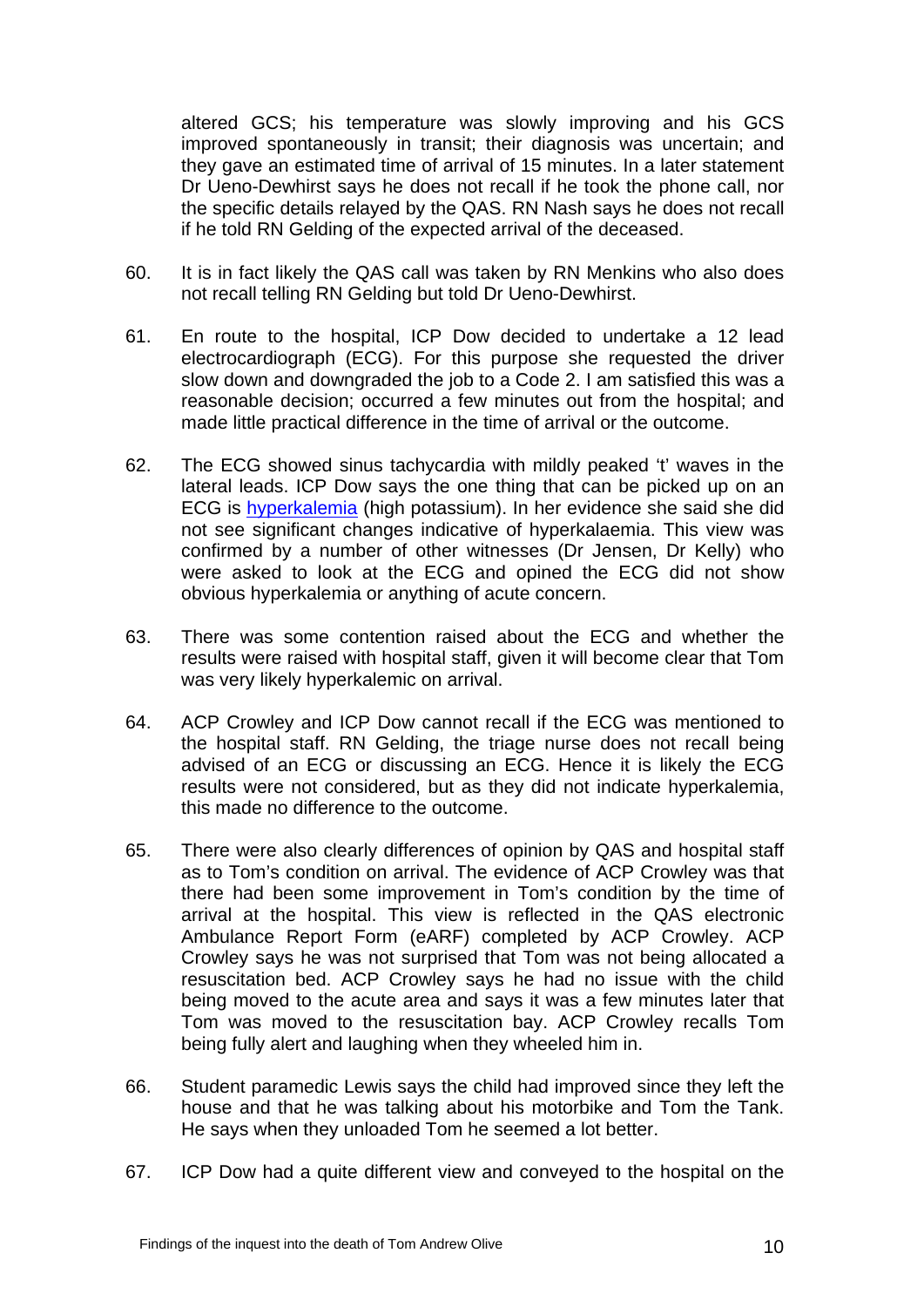altered GCS; his temperature was slowly improving and his GCS improved spontaneously in transit; their diagnosis was uncertain; and they gave an estimated time of arrival of 15 minutes. In a later statement Dr Ueno-Dewhirst says he does not recall if he took the phone call, nor the specific details relayed by the QAS. RN Nash says he does not recall if he told RN Gelding of the expected arrival of the deceased.

60. It is in fact likely the QAS call was taken by RN Menkins who also does not recall telling RN Gelding but told Dr Ueno-Dewhirst.

61. En route to the hospital, ICP Dow decided to undertake a 12 lead electrocardiograph (ECG). For this purpose she requested the driver slow down and downgraded the job to a Code 2. I am satisfied this was a reasonable decision; occurred a few minutes out from the hospital; and made little practical difference in the time of arrival or the outcome.

62. The ECG showed sinus tachycardia with mildly peaked 't' waves in the lateral leads. ICP Dow says the one thing that can be picked up on an ECG is hyperkalemia (high potassium). In her evidence she said she did not see significant changes indicative of hyperkalaemia. This view was confirmed by a number of other witnesses (Dr Jensen, Dr Kelly) who were asked to look at the ECG and opined the ECG did not show obvious hyperkalemia or anything of acute concern.

63. There was some contention raised about the ECG and whether the results were raised with hospital staff, given it will become clear that Tom was very likely hyperkalemic on arrival.

64. ACP Crowley and ICP Dow cannot recall if the ECG was mentioned to the hospital staff. RN Gelding, the triage nurse does not recall being advised of an ECG or discussing an ECG. Hence it is likely the ECG results were not considered, but as they did not indicate hyperkalemia, this made no difference to the outcome.

65. There were also clearly differences of opinion by QAS and hospital staff as to Tom's condition on arrival. The evidence of ACP Crowley was that there had been some improvement in Tom's condition by the time of arrival at the hospital. This view is reflected in the QAS electronic Ambulance Report Form (eARF) completed by ACP Crowley. ACP Crowley says he was not surprised that Tom was not being allocated a resuscitation bed. ACP Crowley says he had no issue with the child being moved to the acute area and says it was a few minutes later that Tom was moved to the resuscitation bay. ACP Crowley recalls Tom being fully alert and laughing when they wheeled him in.

66. Student paramedic Lewis says the child had improved since they left the house and that he was talking about his motorbike and Tom the Tank. He says when they unloaded Tom he seemed a lot better.

67. ICP Dow had a quite different view and conveyed to the hospital on the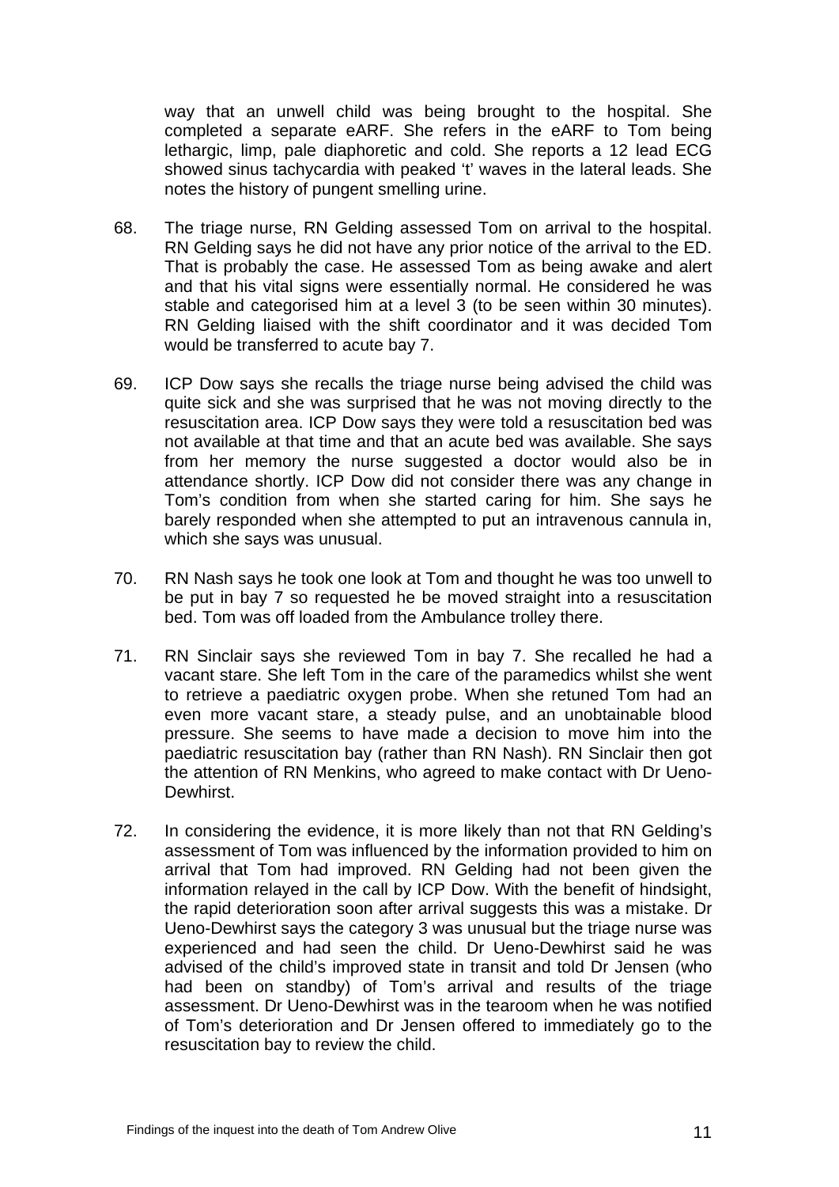way that an unwell child was being brought to the hospital. She completed a separate eARF. She refers in the eARF to Tom being lethargic, limp, pale diaphoretic and cold. She reports a 12 lead ECG showed sinus tachycardia with peaked 't' waves in the lateral leads. She notes the history of pungent smelling urine.

68. The triage nurse, RN Gelding assessed Tom on arrival to the hospital. RN Gelding says he did not have any prior notice of the arrival to the ED. That is probably the case. He assessed Tom as being awake and alert and that his vital signs were essentially normal. He considered he was stable and categorised him at a level 3 (to be seen within 30 minutes). RN Gelding liaised with the shift coordinator and it was decided Tom would be transferred to acute bay 7.

69. ICP Dow says she recalls the triage nurse being advised the child was quite sick and she was surprised that he was not moving directly to the resuscitation area. ICP Dow says they were told a resuscitation bed was not available at that time and that an acute bed was available. She says from her memory the nurse suggested a doctor would also be in attendance shortly. ICP Dow did not consider there was any change in Tom's condition from when she started caring for him. She says he barely responded when she attempted to put an intravenous cannula in, which she says was unusual.

70. RN Nash says he took one look at Tom and thought he was too unwell to be put in bay 7 so requested he be moved straight into a resuscitation bed. Tom was off loaded from the Ambulance trolley there.

71. RN Sinclair says she reviewed Tom in bay 7. She recalled he had a vacant stare. She left Tom in the care of the paramedics whilst she went to retrieve a paediatric oxygen probe. When she retuned Tom had an even more vacant stare, a steady pulse, and an unobtainable blood pressure. She seems to have made a decision to move him into the paediatric resuscitation bay (rather than RN Nash). RN Sinclair then got the attention of RN Menkins, who agreed to make contact with Dr Ueno-Dewhirst.

72. In considering the evidence, it is more likely than not that RN Gelding's assessment of Tom was influenced by the information provided to him on arrival that Tom had improved. RN Gelding had not been given the information relayed in the call by ICP Dow. With the benefit of hindsight, the rapid deterioration soon after arrival suggests this was a mistake. Dr Ueno-Dewhirst says the category 3 was unusual but the triage nurse was experienced and had seen the child. Dr Ueno-Dewhirst said he was advised of the child's improved state in transit and told Dr Jensen (who had been on standby) of Tom's arrival and results of the triage assessment. Dr Ueno-Dewhirst was in the tearoom when he was notified of Tom's deterioration and Dr Jensen offered to immediately go to the resuscitation bay to review the child.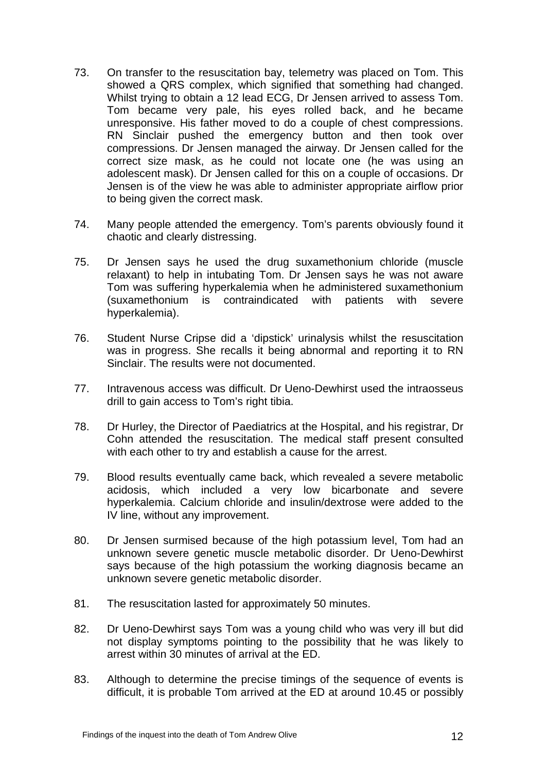73. On transfer to the resuscitation bay, telemetry was placed on Tom. This showed a QRS complex, which signified that something had changed. Whilst trying to obtain a 12 lead ECG, Dr Jensen arrived to assess Tom. Tom became very pale, his eyes rolled back, and he became unresponsive. His father moved to do a couple of chest compressions. RN Sinclair pushed the emergency button and then took over compressions. Dr Jensen managed the airway. Dr Jensen called for the correct size mask, as he could not locate one (he was using an adolescent mask). Dr Jensen called for this on a couple of occasions. Dr Jensen is of the view he was able to administer appropriate airflow prior to being given the correct mask.

74. Many people attended the emergency. Tom's parents obviously found it chaotic and clearly distressing.

75. Dr Jensen says he used the drug suxamethonium chloride (muscle relaxant) to help in intubating Tom. Dr Jensen says he was not aware Tom was suffering hyperkalemia when he administered suxamethonium (suxamethonium is contraindicated with patients with severe hyperkalemia).

76. Student Nurse Cripse did a 'dipstick' urinalysis whilst the resuscitation was in progress. She recalls it being abnormal and reporting it to RN Sinclair. The results were not documented.

77. Intravenous access was difficult. Dr Ueno-Dewhirst used the intraosseus drill to gain access to Tom's right tibia.

78. Dr Hurley, the Director of Paediatrics at the Hospital, and his registrar, Dr Cohn attended the resuscitation. The medical staff present consulted with each other to try and establish a cause for the arrest.

79. Blood results eventually came back, which revealed a severe metabolic acidosis, which included a very low bicarbonate and severe hyperkalemia. Calcium chloride and insulin/dextrose were added to the IV line, without any improvement.

80. Dr Jensen surmised because of the high potassium level, Tom had an unknown severe genetic muscle metabolic disorder. Dr Ueno-Dewhirst says because of the high potassium the working diagnosis became an unknown severe genetic metabolic disorder.

81. The resuscitation lasted for approximately 50 minutes.

82. Dr Ueno-Dewhirst says Tom was a young child who was very ill but did not display symptoms pointing to the possibility that he was likely to arrest within 30 minutes of arrival at the ED.

83. Although to determine the precise timings of the sequence of events is difficult, it is probable Tom arrived at the ED at around 10.45 or possibly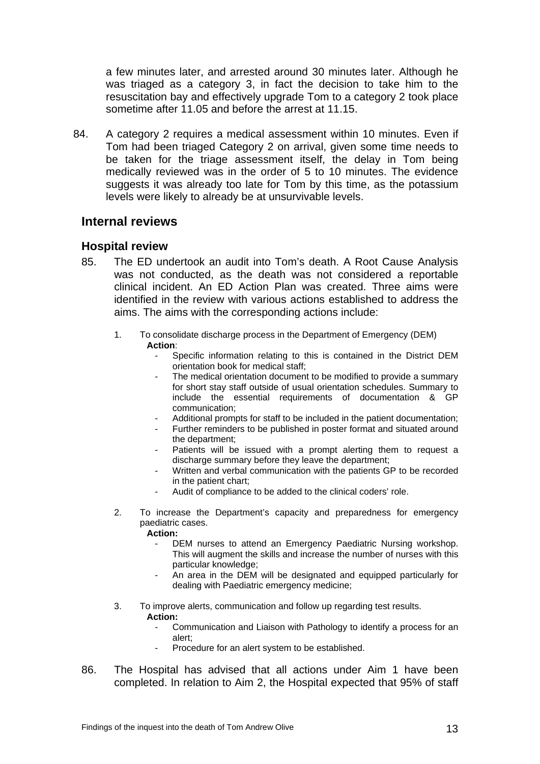a few minutes later, and arrested around 30 minutes later. Although he was triaged as a category 3, in fact the decision to take him to the resuscitation bay and effectively upgrade Tom to a category 2 took place sometime after 11.05 and before the arrest at 11.15.

84. A category 2 requires a medical assessment within 10 minutes. Even if Tom had been triaged Category 2 on arrival, given some time needs to be taken for the triage assessment itself, the delay in Tom being medically reviewed was in the order of 5 to 10 minutes. The evidence suggests it was already too late for Tom by this time, as the potassium levels were likely to already be at unsurvivable levels.

## Internal reviews

### Hospital review

85. The ED undertook an audit into Tom's death. A Root Cause Analysis was not conducted, as the death was not considered a reportable clinical incident. An ED Action Plan was created. Three aims were identified in the review with various actions established to address the aims. The aims with the corresponding actions include:

   1. To consolidate discharge process in the Department of Emergency (DEM)
      **Action**:
      - Specific information relating to this is contained in the District DEM orientation book for medical staff;
      - The medical orientation document to be modified to provide a summary for short stay staff outside of usual orientation schedules. Summary to include the essential requirements of documentation & GP communication;
      - Additional prompts for staff to be included in the patient documentation;
      - Further reminders to be published in poster format and situated around the department;
      - Patients will be issued with a prompt alerting them to request a discharge summary before they leave the department;
      - Written and verbal communication with the patients GP to be recorded in the patient chart;
      - Audit of compliance to be added to the clinical coders' role.

   2. To increase the Department's capacity and preparedness for emergency paediatric cases.
      **Action:**
      - DEM nurses to attend an Emergency Paediatric Nursing workshop. This will augment the skills and increase the number of nurses with this particular knowledge;
      - An area in the DEM will be designated and equipped particularly for dealing with Paediatric emergency medicine;

   3. To improve alerts, communication and follow up regarding test results.
      **Action:**
      - Communication and Liaison with Pathology to identify a process for an alert;
      - Procedure for an alert system to be established.

86. The Hospital has advised that all actions under Aim 1 have been completed. In relation to Aim 2, the Hospital expected that 95% of staff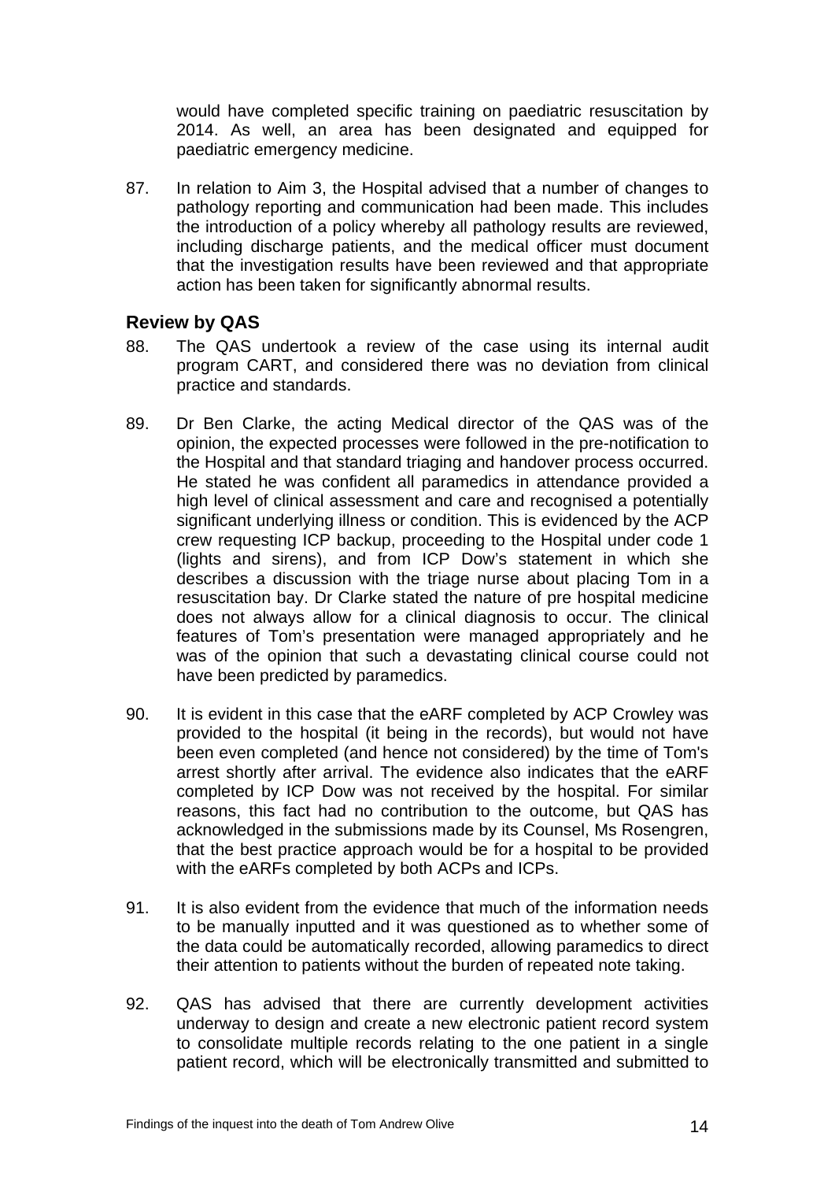would have completed specific training on paediatric resuscitation by 2014. As well, an area has been designated and equipped for paediatric emergency medicine.

87. In relation to Aim 3, the Hospital advised that a number of changes to pathology reporting and communication had been made. This includes the introduction of a policy whereby all pathology results are reviewed, including discharge patients, and the medical officer must document that the investigation results have been reviewed and that appropriate action has been taken for significantly abnormal results.

### Review by QAS

88. The QAS undertook a review of the case using its internal audit program CART, and considered there was no deviation from clinical practice and standards.

89. Dr Ben Clarke, the acting Medical director of the QAS was of the opinion, the expected processes were followed in the pre-notification to the Hospital and that standard triaging and handover process occurred. He stated he was confident all paramedics in attendance provided a high level of clinical assessment and care and recognised a potentially significant underlying illness or condition. This is evidenced by the ACP crew requesting ICP backup, proceeding to the Hospital under code 1 (lights and sirens), and from ICP Dow's statement in which she describes a discussion with the triage nurse about placing Tom in a resuscitation bay. Dr Clarke stated the nature of pre hospital medicine does not always allow for a clinical diagnosis to occur. The clinical features of Tom's presentation were managed appropriately and he was of the opinion that such a devastating clinical course could not have been predicted by paramedics.

90. It is evident in this case that the eARF completed by ACP Crowley was provided to the hospital (it being in the records), but would not have been even completed (and hence not considered) by the time of Tom's arrest shortly after arrival. The evidence also indicates that the eARF completed by ICP Dow was not received by the hospital. For similar reasons, this fact had no contribution to the outcome, but QAS has acknowledged in the submissions made by its Counsel, Ms Rosengren, that the best practice approach would be for a hospital to be provided with the eARFs completed by both ACPs and ICPs.

91. It is also evident from the evidence that much of the information needs to be manually inputted and it was questioned as to whether some of the data could be automatically recorded, allowing paramedics to direct their attention to patients without the burden of repeated note taking.

92. QAS has advised that there are currently development activities underway to design and create a new electronic patient record system to consolidate multiple records relating to the one patient in a single patient record, which will be electronically transmitted and submitted to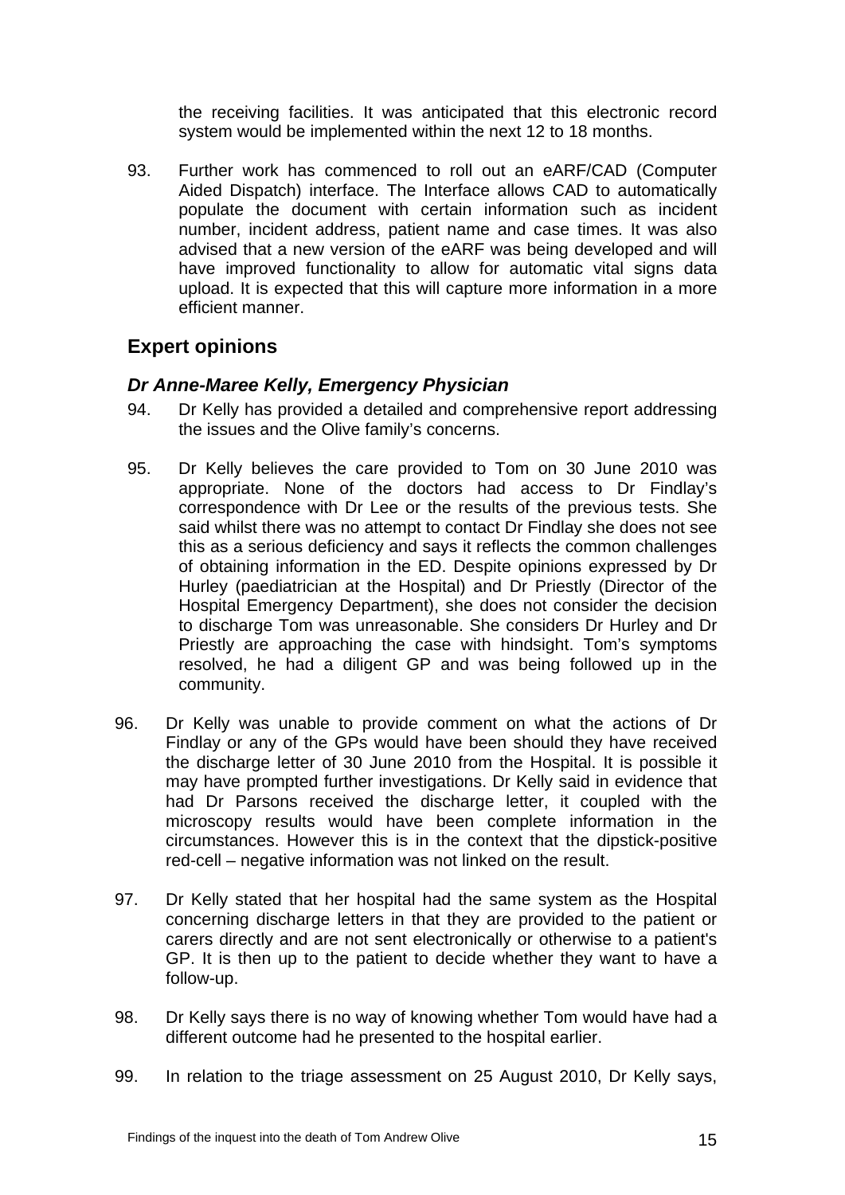the receiving facilities. It was anticipated that this electronic record system would be implemented within the next 12 to 18 months.

93. Further work has commenced to roll out an eARF/CAD (Computer Aided Dispatch) interface. The Interface allows CAD to automatically populate the document with certain information such as incident number, incident address, patient name and case times. It was also advised that a new version of the eARF was being developed and will have improved functionality to allow for automatic vital signs data upload. It is expected that this will capture more information in a more efficient manner.

## Expert opinions

### *Dr Anne-Maree Kelly, Emergency Physician*

94. Dr Kelly has provided a detailed and comprehensive report addressing the issues and the Olive family's concerns.

95. Dr Kelly believes the care provided to Tom on 30 June 2010 was appropriate. None of the doctors had access to Dr Findlay's correspondence with Dr Lee or the results of the previous tests. She said whilst there was no attempt to contact Dr Findlay she does not see this as a serious deficiency and says it reflects the common challenges of obtaining information in the ED. Despite opinions expressed by Dr Hurley (paediatrician at the Hospital) and Dr Priestly (Director of the Hospital Emergency Department), she does not consider the decision to discharge Tom was unreasonable. She considers Dr Hurley and Dr Priestly are approaching the case with hindsight. Tom's symptoms resolved, he had a diligent GP and was being followed up in the community.

96. Dr Kelly was unable to provide comment on what the actions of Dr Findlay or any of the GPs would have been should they have received the discharge letter of 30 June 2010 from the Hospital. It is possible it may have prompted further investigations. Dr Kelly said in evidence that had Dr Parsons received the discharge letter, it coupled with the microscopy results would have been complete information in the circumstances. However this is in the context that the dipstick-positive red-cell – negative information was not linked on the result.

97. Dr Kelly stated that her hospital had the same system as the Hospital concerning discharge letters in that they are provided to the patient or carers directly and are not sent electronically or otherwise to a patient's GP. It is then up to the patient to decide whether they want to have a follow-up.

98. Dr Kelly says there is no way of knowing whether Tom would have had a different outcome had he presented to the hospital earlier.

99. In relation to the triage assessment on 25 August 2010, Dr Kelly says,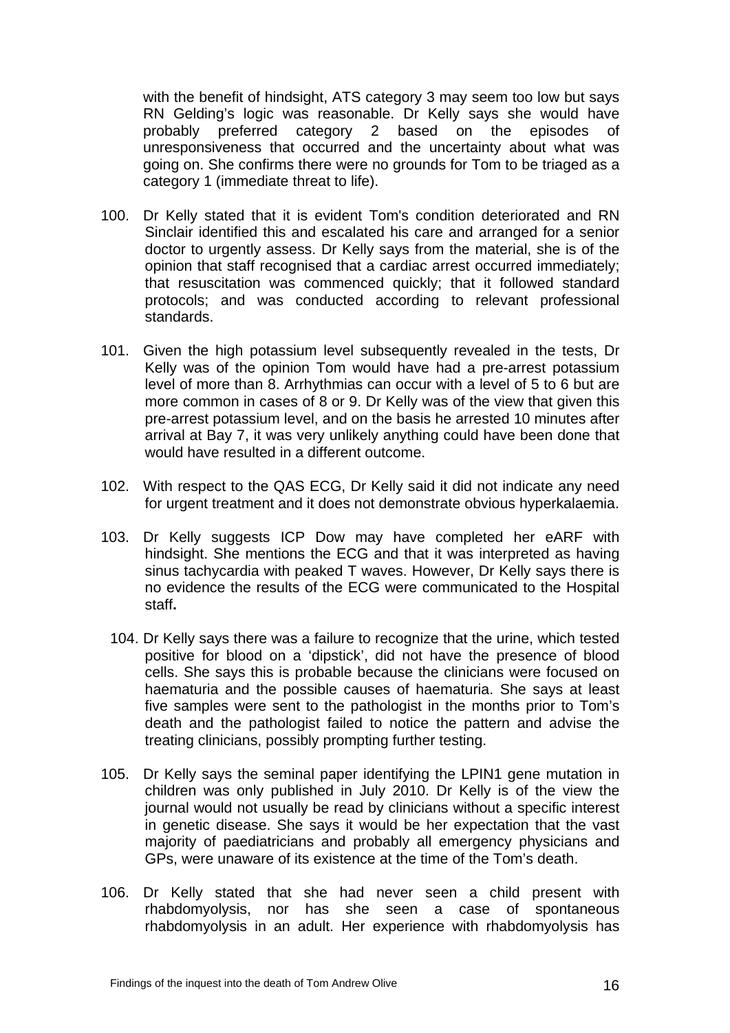with the benefit of hindsight, ATS category 3 may seem too low but says RN Gelding's logic was reasonable. Dr Kelly says she would have probably preferred category 2 based on the episodes of unresponsiveness that occurred and the uncertainty about what was going on. She confirms there were no grounds for Tom to be triaged as a category 1 (immediate threat to life).

100. Dr Kelly stated that it is evident Tom's condition deteriorated and RN Sinclair identified this and escalated his care and arranged for a senior doctor to urgently assess. Dr Kelly says from the material, she is of the opinion that staff recognised that a cardiac arrest occurred immediately; that resuscitation was commenced quickly; that it followed standard protocols; and was conducted according to relevant professional standards.

101. Given the high potassium level subsequently revealed in the tests, Dr Kelly was of the opinion Tom would have had a pre-arrest potassium level of more than 8. Arrhythmias can occur with a level of 5 to 6 but are more common in cases of 8 or 9. Dr Kelly was of the view that given this pre-arrest potassium level, and on the basis he arrested 10 minutes after arrival at Bay 7, it was very unlikely anything could have been done that would have resulted in a different outcome.

102. With respect to the QAS ECG, Dr Kelly said it did not indicate any need for urgent treatment and it does not demonstrate obvious hyperkalaemia.

103. Dr Kelly suggests ICP Dow may have completed her eARF with hindsight. She mentions the ECG and that it was interpreted as having sinus tachycardia with peaked T waves. However, Dr Kelly says there is no evidence the results of the ECG were communicated to the Hospital staff**.**

104. Dr Kelly says there was a failure to recognize that the urine, which tested positive for blood on a 'dipstick', did not have the presence of blood cells. She says this is probable because the clinicians were focused on haematuria and the possible causes of haematuria. She says at least five samples were sent to the pathologist in the months prior to Tom's death and the pathologist failed to notice the pattern and advise the treating clinicians, possibly prompting further testing.

105. Dr Kelly says the seminal paper identifying the LPIN1 gene mutation in children was only published in July 2010. Dr Kelly is of the view the journal would not usually be read by clinicians without a specific interest in genetic disease. She says it would be her expectation that the vast majority of paediatricians and probably all emergency physicians and GPs, were unaware of its existence at the time of the Tom's death.

106. Dr Kelly stated that she had never seen a child present with rhabdomyolysis, nor has she seen a case of spontaneous rhabdomyolysis in an adult. Her experience with rhabdomyolysis has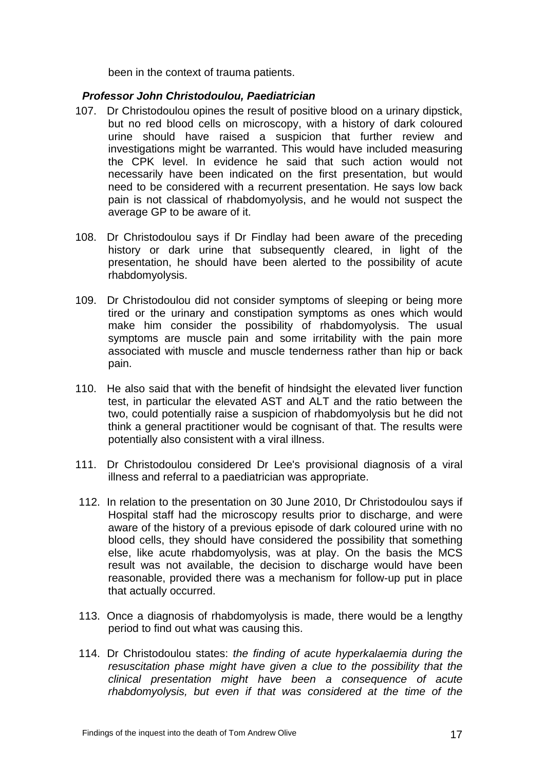been in the context of trauma patients.

***Professor John Christodoulou, Paediatrician***

107. Dr Christodoulou opines the result of positive blood on a urinary dipstick, but no red blood cells on microscopy, with a history of dark coloured urine should have raised a suspicion that further review and investigations might be warranted. This would have included measuring the CPK level. In evidence he said that such action would not necessarily have been indicated on the first presentation, but would need to be considered with a recurrent presentation. He says low back pain is not classical of rhabdomyolysis, and he would not suspect the average GP to be aware of it.

108. Dr Christodoulou says if Dr Findlay had been aware of the preceding history or dark urine that subsequently cleared, in light of the presentation, he should have been alerted to the possibility of acute rhabdomyolysis.

109. Dr Christodoulou did not consider symptoms of sleeping or being more tired or the urinary and constipation symptoms as ones which would make him consider the possibility of rhabdomyolysis. The usual symptoms are muscle pain and some irritability with the pain more associated with muscle and muscle tenderness rather than hip or back pain.

110. He also said that with the benefit of hindsight the elevated liver function test, in particular the elevated AST and ALT and the ratio between the two, could potentially raise a suspicion of rhabdomyolysis but he did not think a general practitioner would be cognisant of that. The results were potentially also consistent with a viral illness.

111. Dr Christodoulou considered Dr Lee's provisional diagnosis of a viral illness and referral to a paediatrician was appropriate.

112. In relation to the presentation on 30 June 2010, Dr Christodoulou says if Hospital staff had the microscopy results prior to discharge, and were aware of the history of a previous episode of dark coloured urine with no blood cells, they should have considered the possibility that something else, like acute rhabdomyolysis, was at play. On the basis the MCS result was not available, the decision to discharge would have been reasonable, provided there was a mechanism for follow-up put in place that actually occurred.

113. Once a diagnosis of rhabdomyolysis is made, there would be a lengthy period to find out what was causing this.

114. Dr Christodoulou states: *the finding of acute hyperkalaemia during the resuscitation phase might have given a clue to the possibility that the clinical presentation might have been a consequence of acute rhabdomyolysis, but even if that was considered at the time of the*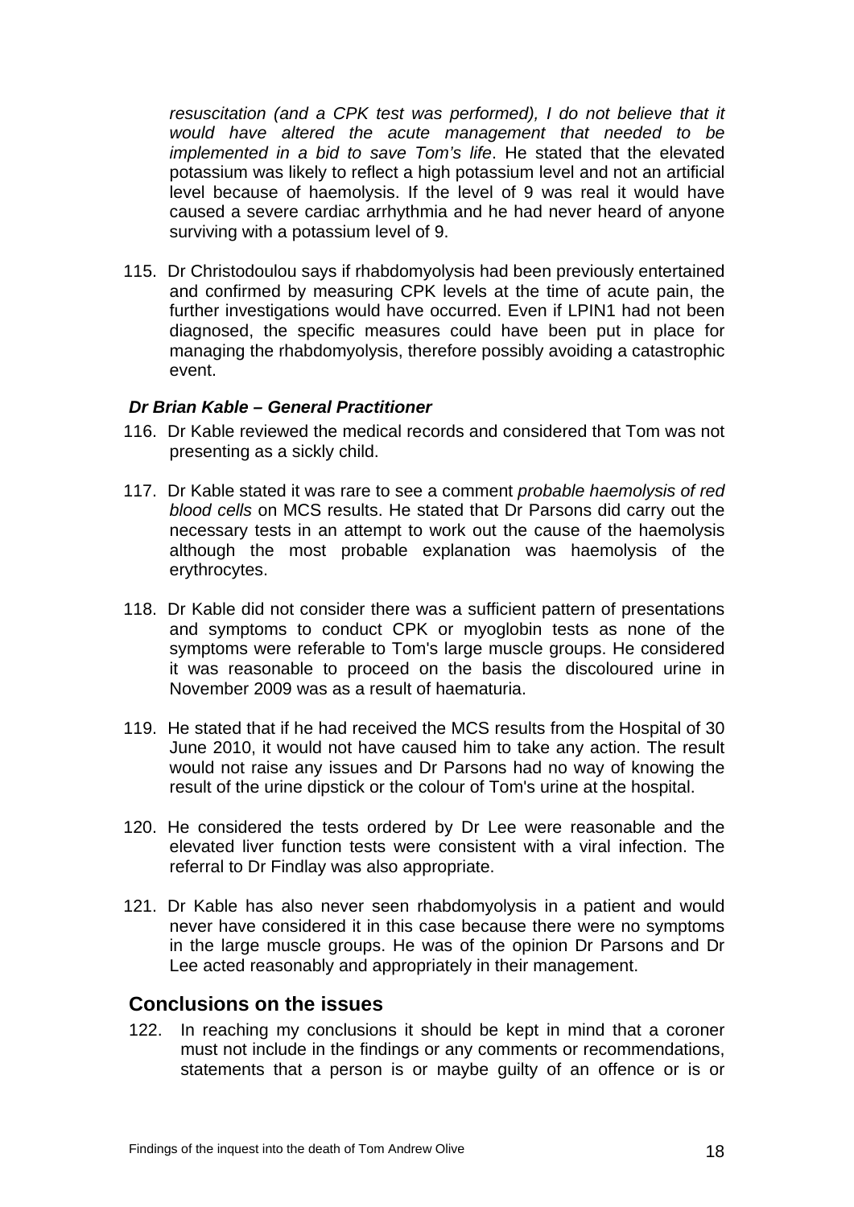*resuscitation (and a CPK test was performed), I do not believe that it would have altered the acute management that needed to be implemented in a bid to save Tom's life*. He stated that the elevated potassium was likely to reflect a high potassium level and not an artificial level because of haemolysis. If the level of 9 was real it would have caused a severe cardiac arrhythmia and he had never heard of anyone surviving with a potassium level of 9.

115. Dr Christodoulou says if rhabdomyolysis had been previously entertained and confirmed by measuring CPK levels at the time of acute pain, the further investigations would have occurred. Even if LPIN1 had not been diagnosed, the specific measures could have been put in place for managing the rhabdomyolysis, therefore possibly avoiding a catastrophic event.

***Dr Brian Kable – General Practitioner***

116. Dr Kable reviewed the medical records and considered that Tom was not presenting as a sickly child.

117. Dr Kable stated it was rare to see a comment *probable haemolysis of red blood cells* on MCS results. He stated that Dr Parsons did carry out the necessary tests in an attempt to work out the cause of the haemolysis although the most probable explanation was haemolysis of the erythrocytes.

118. Dr Kable did not consider there was a sufficient pattern of presentations and symptoms to conduct CPK or myoglobin tests as none of the symptoms were referable to Tom's large muscle groups. He considered it was reasonable to proceed on the basis the discoloured urine in November 2009 was as a result of haematuria.

119. He stated that if he had received the MCS results from the Hospital of 30 June 2010, it would not have caused him to take any action. The result would not raise any issues and Dr Parsons had no way of knowing the result of the urine dipstick or the colour of Tom's urine at the hospital.

120. He considered the tests ordered by Dr Lee were reasonable and the elevated liver function tests were consistent with a viral infection. The referral to Dr Findlay was also appropriate.

121. Dr Kable has also never seen rhabdomyolysis in a patient and would never have considered it in this case because there were no symptoms in the large muscle groups. He was of the opinion Dr Parsons and Dr Lee acted reasonably and appropriately in their management.

## Conclusions on the issues

122. In reaching my conclusions it should be kept in mind that a coroner must not include in the findings or any comments or recommendations, statements that a person is or maybe guilty of an offence or is or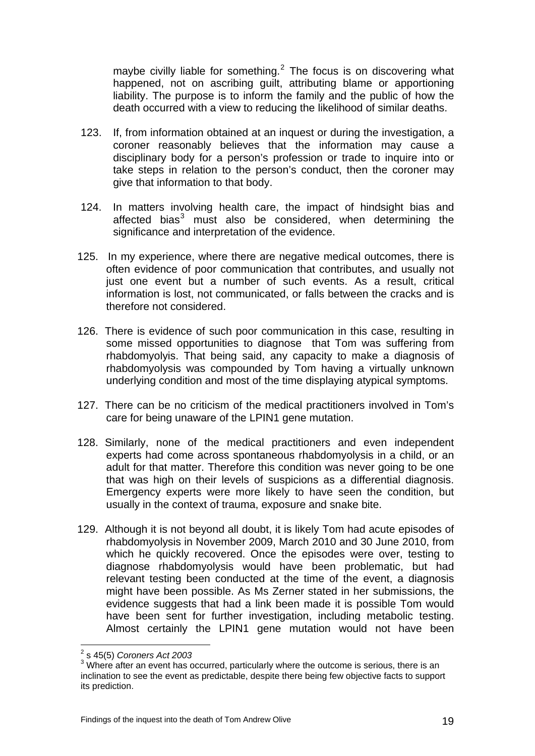maybe civilly liable for something.[2] The focus is on discovering what happened, not on ascribing guilt, attributing blame or apportioning liability. The purpose is to inform the family and the public of how the death occurred with a view to reducing the likelihood of similar deaths.

123. If, from information obtained at an inquest or during the investigation, a coroner reasonably believes that the information may cause a disciplinary body for a person's profession or trade to inquire into or take steps in relation to the person's conduct, then the coroner may give that information to that body.

124. In matters involving health care, the impact of hindsight bias and affected bias[3] must also be considered, when determining the significance and interpretation of the evidence.

125. In my experience, where there are negative medical outcomes, there is often evidence of poor communication that contributes, and usually not just one event but a number of such events. As a result, critical information is lost, not communicated, or falls between the cracks and is therefore not considered.

126. There is evidence of such poor communication in this case, resulting in some missed opportunities to diagnose that Tom was suffering from rhabdomyolyis. That being said, any capacity to make a diagnosis of rhabdomyolysis was compounded by Tom having a virtually unknown underlying condition and most of the time displaying atypical symptoms.

127. There can be no criticism of the medical practitioners involved in Tom's care for being unaware of the LPIN1 gene mutation.

128. Similarly, none of the medical practitioners and even independent experts had come across spontaneous rhabdomyolysis in a child, or an adult for that matter. Therefore this condition was never going to be one that was high on their levels of suspicions as a differential diagnosis. Emergency experts were more likely to have seen the condition, but usually in the context of trauma, exposure and snake bite.

129. Although it is not beyond all doubt, it is likely Tom had acute episodes of rhabdomyolysis in November 2009, March 2010 and 30 June 2010, from which he quickly recovered. Once the episodes were over, testing to diagnose rhabdomyolysis would have been problematic, but had relevant testing been conducted at the time of the event, a diagnosis might have been possible. As Ms Zerner stated in her submissions, the evidence suggests that had a link been made it is possible Tom would have been sent for further investigation, including metabolic testing. Almost certainly the LPIN1 gene mutation would not have been

---

[2] s 45(5) *Coroners Act 2003*

[3] Where after an event has occurred, particularly where the outcome is serious, there is an inclination to see the event as predictable, despite there being few objective facts to support its prediction.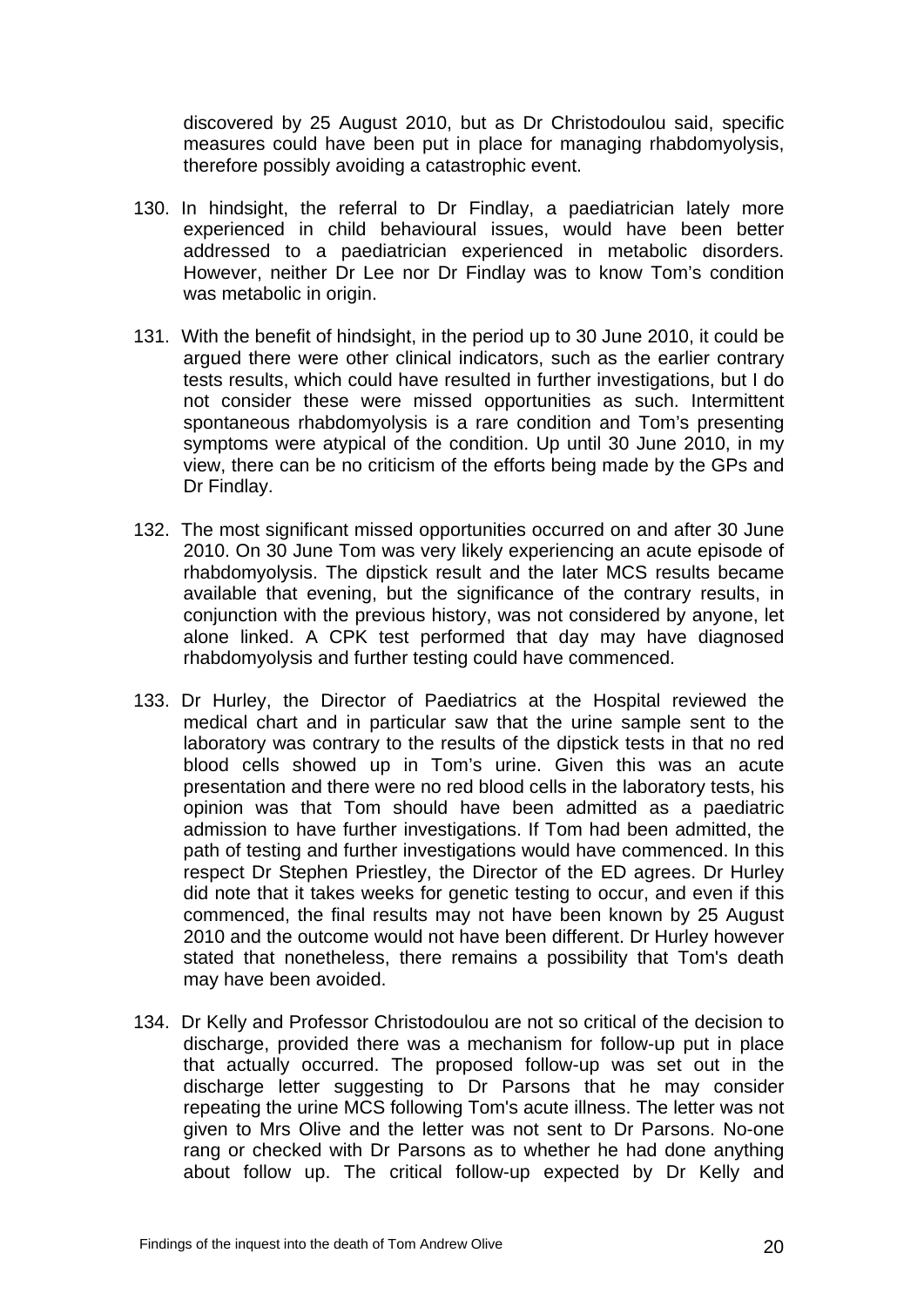discovered by 25 August 2010, but as Dr Christodoulou said, specific measures could have been put in place for managing rhabdomyolysis, therefore possibly avoiding a catastrophic event.

130. In hindsight, the referral to Dr Findlay, a paediatrician lately more experienced in child behavioural issues, would have been better addressed to a paediatrician experienced in metabolic disorders. However, neither Dr Lee nor Dr Findlay was to know Tom's condition was metabolic in origin.

131. With the benefit of hindsight, in the period up to 30 June 2010, it could be argued there were other clinical indicators, such as the earlier contrary tests results, which could have resulted in further investigations, but I do not consider these were missed opportunities as such. Intermittent spontaneous rhabdomyolysis is a rare condition and Tom's presenting symptoms were atypical of the condition. Up until 30 June 2010, in my view, there can be no criticism of the efforts being made by the GPs and Dr Findlay.

132. The most significant missed opportunities occurred on and after 30 June 2010. On 30 June Tom was very likely experiencing an acute episode of rhabdomyolysis. The dipstick result and the later MCS results became available that evening, but the significance of the contrary results, in conjunction with the previous history, was not considered by anyone, let alone linked. A CPK test performed that day may have diagnosed rhabdomyolysis and further testing could have commenced.

133. Dr Hurley, the Director of Paediatrics at the Hospital reviewed the medical chart and in particular saw that the urine sample sent to the laboratory was contrary to the results of the dipstick tests in that no red blood cells showed up in Tom's urine. Given this was an acute presentation and there were no red blood cells in the laboratory tests, his opinion was that Tom should have been admitted as a paediatric admission to have further investigations. If Tom had been admitted, the path of testing and further investigations would have commenced. In this respect Dr Stephen Priestley, the Director of the ED agrees. Dr Hurley did note that it takes weeks for genetic testing to occur, and even if this commenced, the final results may not have been known by 25 August 2010 and the outcome would not have been different. Dr Hurley however stated that nonetheless, there remains a possibility that Tom's death may have been avoided.

134. Dr Kelly and Professor Christodoulou are not so critical of the decision to discharge, provided there was a mechanism for follow-up put in place that actually occurred. The proposed follow-up was set out in the discharge letter suggesting to Dr Parsons that he may consider repeating the urine MCS following Tom's acute illness. The letter was not given to Mrs Olive and the letter was not sent to Dr Parsons. No-one rang or checked with Dr Parsons as to whether he had done anything about follow up. The critical follow-up expected by Dr Kelly and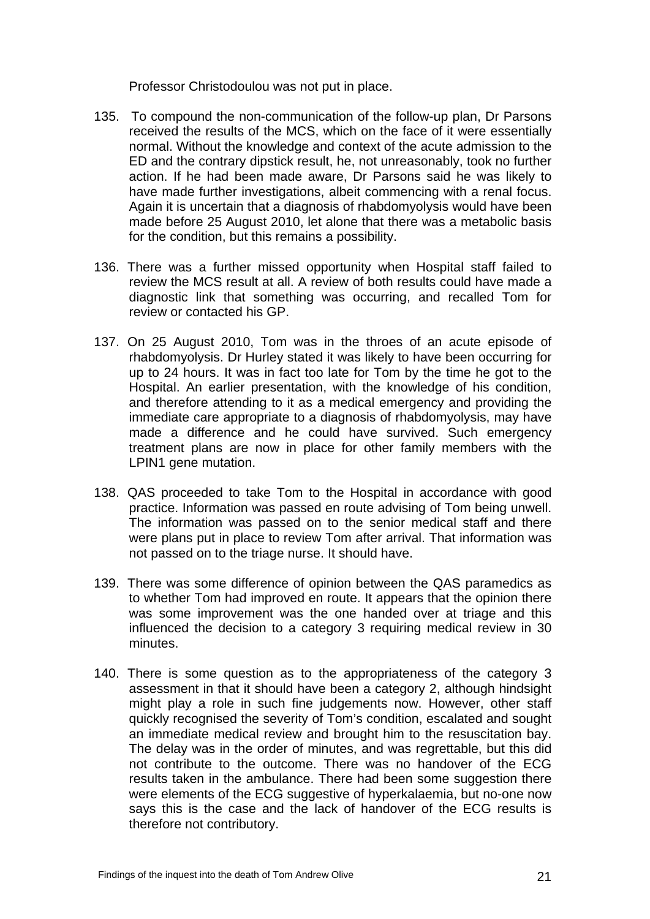Professor Christodoulou was not put in place.

135. To compound the non-communication of the follow-up plan, Dr Parsons received the results of the MCS, which on the face of it were essentially normal. Without the knowledge and context of the acute admission to the ED and the contrary dipstick result, he, not unreasonably, took no further action. If he had been made aware, Dr Parsons said he was likely to have made further investigations, albeit commencing with a renal focus. Again it is uncertain that a diagnosis of rhabdomyolysis would have been made before 25 August 2010, let alone that there was a metabolic basis for the condition, but this remains a possibility.

136. There was a further missed opportunity when Hospital staff failed to review the MCS result at all. A review of both results could have made a diagnostic link that something was occurring, and recalled Tom for review or contacted his GP.

137. On 25 August 2010, Tom was in the throes of an acute episode of rhabdomyolysis. Dr Hurley stated it was likely to have been occurring for up to 24 hours. It was in fact too late for Tom by the time he got to the Hospital. An earlier presentation, with the knowledge of his condition, and therefore attending to it as a medical emergency and providing the immediate care appropriate to a diagnosis of rhabdomyolysis, may have made a difference and he could have survived. Such emergency treatment plans are now in place for other family members with the LPIN1 gene mutation.

138. QAS proceeded to take Tom to the Hospital in accordance with good practice. Information was passed en route advising of Tom being unwell. The information was passed on to the senior medical staff and there were plans put in place to review Tom after arrival. That information was not passed on to the triage nurse. It should have.

139. There was some difference of opinion between the QAS paramedics as to whether Tom had improved en route. It appears that the opinion there was some improvement was the one handed over at triage and this influenced the decision to a category 3 requiring medical review in 30 minutes.

140. There is some question as to the appropriateness of the category 3 assessment in that it should have been a category 2, although hindsight might play a role in such fine judgements now. However, other staff quickly recognised the severity of Tom's condition, escalated and sought an immediate medical review and brought him to the resuscitation bay. The delay was in the order of minutes, and was regrettable, but this did not contribute to the outcome. There was no handover of the ECG results taken in the ambulance. There had been some suggestion there were elements of the ECG suggestive of hyperkalaemia, but no-one now says this is the case and the lack of handover of the ECG results is therefore not contributory.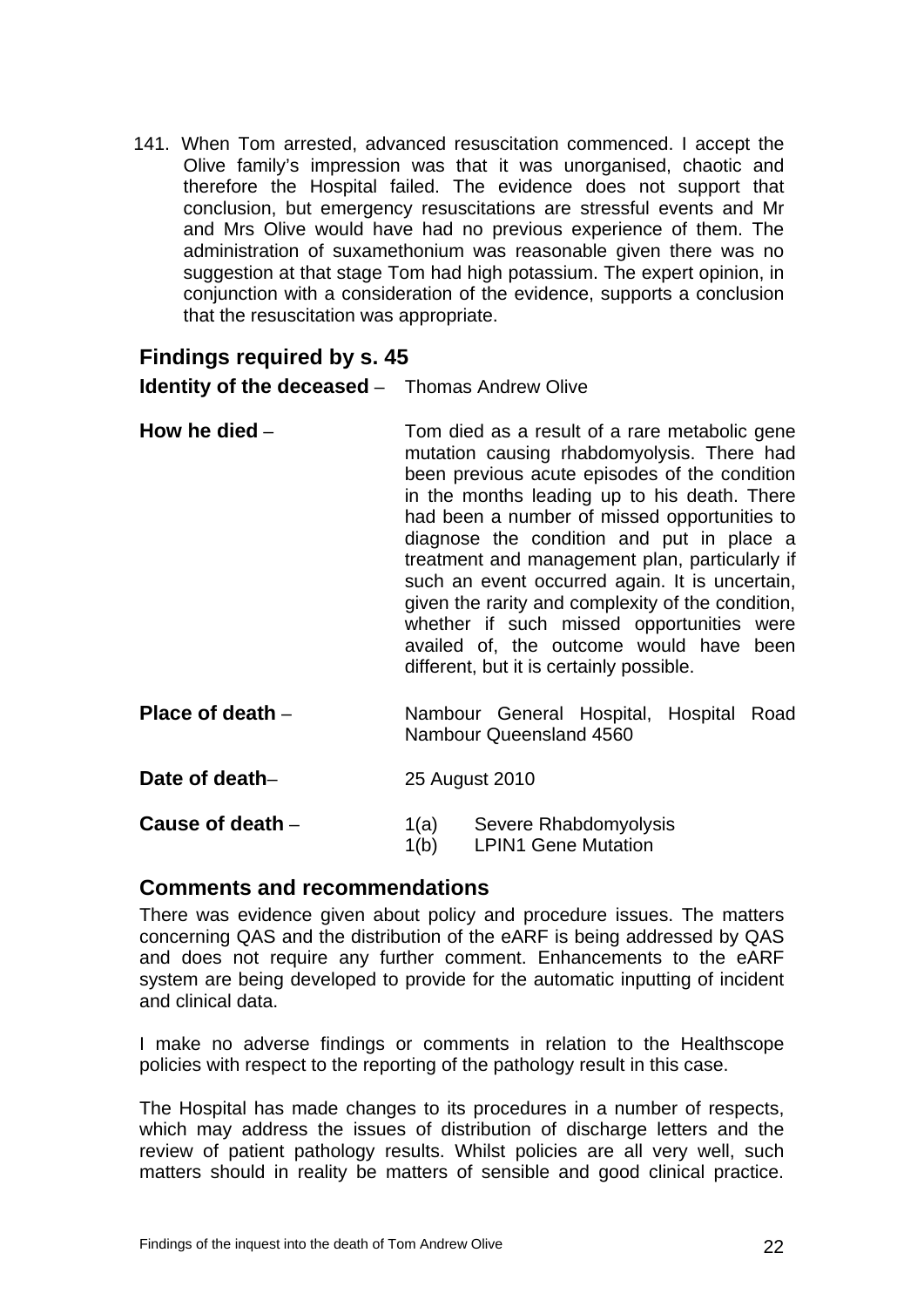141. When Tom arrested, advanced resuscitation commenced. I accept the Olive family's impression was that it was unorganised, chaotic and therefore the Hospital failed. The evidence does not support that conclusion, but emergency resuscitations are stressful events and Mr and Mrs Olive would have had no previous experience of them. The administration of suxamethonium was reasonable given there was no suggestion at that stage Tom had high potassium. The expert opinion, in conjunction with a consideration of the evidence, supports a conclusion that the resuscitation was appropriate.

## Findings required by s. 45

**Identity of the deceased** – Thomas Andrew Olive

**How he died** – Tom died as a result of a rare metabolic gene mutation causing rhabdomyolysis. There had been previous acute episodes of the condition in the months leading up to his death. There had been a number of missed opportunities to diagnose the condition and put in place a treatment and management plan, particularly if such an event occurred again. It is uncertain, given the rarity and complexity of the condition, whether if such missed opportunities were availed of, the outcome would have been different, but it is certainly possible.

**Place of death** – Nambour General Hospital, Hospital Road Nambour Queensland 4560

**Date of death**– 25 August 2010

**Cause of death** – 1(a) Severe Rhabdomyolysis
1(b) LPIN1 Gene Mutation

## Comments and recommendations

There was evidence given about policy and procedure issues. The matters concerning QAS and the distribution of the eARF is being addressed by QAS and does not require any further comment. Enhancements to the eARF system are being developed to provide for the automatic inputting of incident and clinical data.

I make no adverse findings or comments in relation to the Healthscope policies with respect to the reporting of the pathology result in this case.

The Hospital has made changes to its procedures in a number of respects, which may address the issues of distribution of discharge letters and the review of patient pathology results. Whilst policies are all very well, such matters should in reality be matters of sensible and good clinical practice.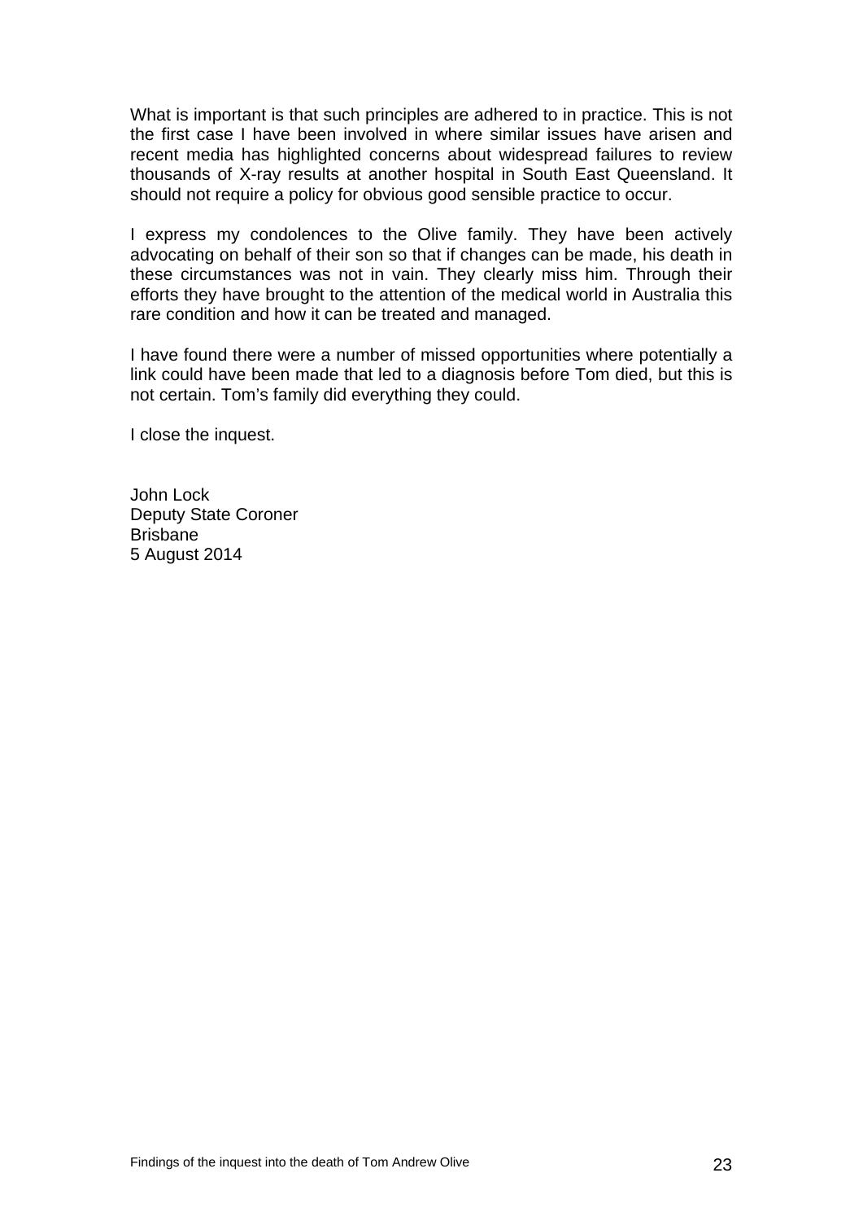What is important is that such principles are adhered to in practice. This is not the first case I have been involved in where similar issues have arisen and recent media has highlighted concerns about widespread failures to review thousands of X-ray results at another hospital in South East Queensland. It should not require a policy for obvious good sensible practice to occur.

I express my condolences to the Olive family. They have been actively advocating on behalf of their son so that if changes can be made, his death in these circumstances was not in vain. They clearly miss him. Through their efforts they have brought to the attention of the medical world in Australia this rare condition and how it can be treated and managed.

I have found there were a number of missed opportunities where potentially a link could have been made that led to a diagnosis before Tom died, but this is not certain. Tom's family did everything they could.

I close the inquest.

John Lock  
Deputy State Coroner  
Brisbane  
5 August 2014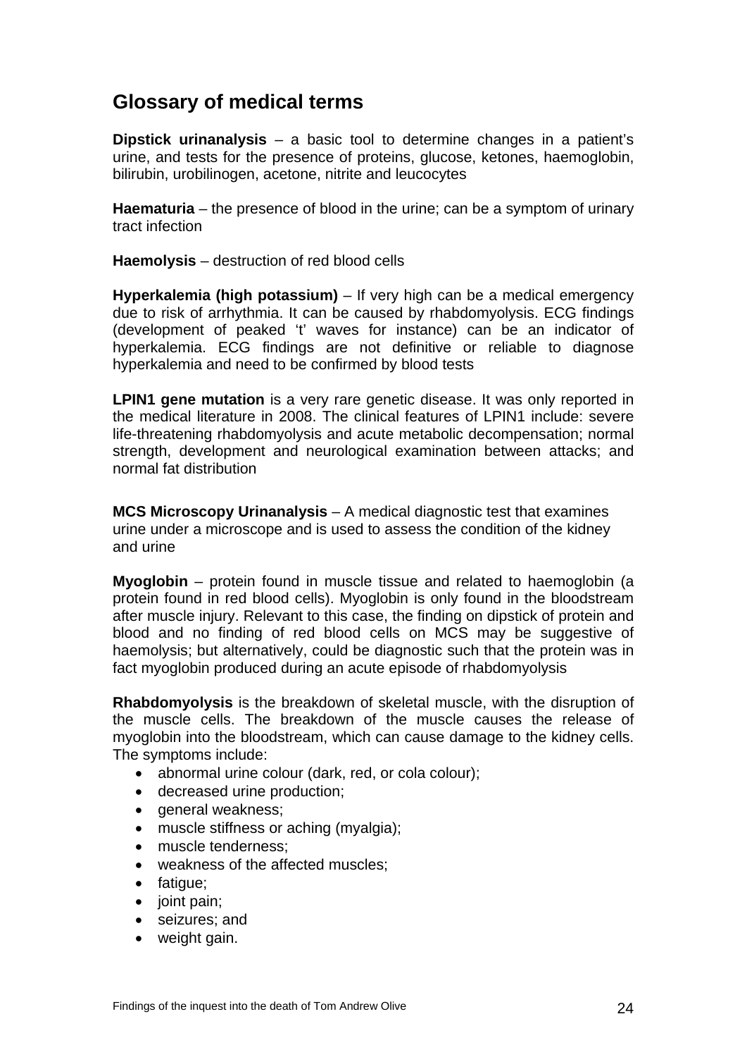## Glossary of medical terms

**Dipstick urinanalysis** – a basic tool to determine changes in a patient's urine, and tests for the presence of proteins, glucose, ketones, haemoglobin, bilirubin, urobilinogen, acetone, nitrite and leucocytes

**Haematuria** – the presence of blood in the urine; can be a symptom of urinary tract infection

**Haemolysis** – destruction of red blood cells

**Hyperkalemia (high potassium)** – If very high can be a medical emergency due to risk of arrhythmia. It can be caused by rhabdomyolysis. ECG findings (development of peaked 't' waves for instance) can be an indicator of hyperkalemia. ECG findings are not definitive or reliable to diagnose hyperkalemia and need to be confirmed by blood tests

**LPIN1 gene mutation** is a very rare genetic disease. It was only reported in the medical literature in 2008. The clinical features of LPIN1 include: severe life-threatening rhabdomyolysis and acute metabolic decompensation; normal strength, development and neurological examination between attacks; and normal fat distribution

**MCS Microscopy Urinanalysis** – A medical diagnostic test that examines urine under a microscope and is used to assess the condition of the kidney and urine

**Myoglobin** – protein found in muscle tissue and related to haemoglobin (a protein found in red blood cells). Myoglobin is only found in the bloodstream after muscle injury. Relevant to this case, the finding on dipstick of protein and blood and no finding of red blood cells on MCS may be suggestive of haemolysis; but alternatively, could be diagnostic such that the protein was in fact myoglobin produced during an acute episode of rhabdomyolysis

**Rhabdomyolysis** is the breakdown of skeletal muscle, with the disruption of the muscle cells. The breakdown of the muscle causes the release of myoglobin into the bloodstream, which can cause damage to the kidney cells. The symptoms include:

- abnormal urine colour (dark, red, or cola colour);
- decreased urine production;
- general weakness;
- muscle stiffness or aching (myalgia);
- muscle tenderness;
- weakness of the affected muscles;
- fatigue;
- joint pain;
- seizures; and
- weight gain.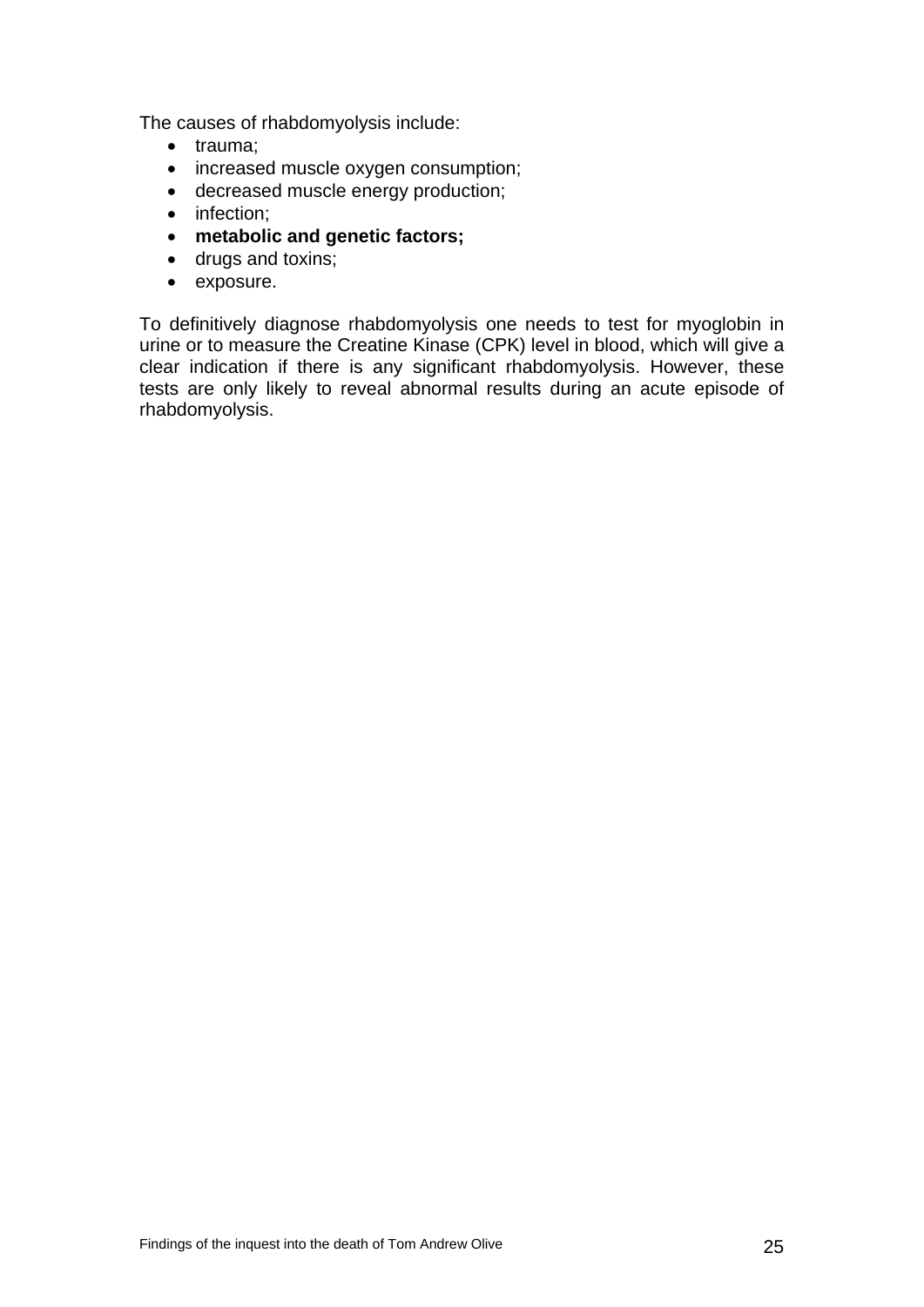The causes of rhabdomyolysis include:

- trauma;
- increased muscle oxygen consumption;
- decreased muscle energy production;
- infection;
- **metabolic and genetic factors;**
- drugs and toxins;
- exposure.

To definitively diagnose rhabdomyolysis one needs to test for myoglobin in urine or to measure the Creatine Kinase (CPK) level in blood, which will give a clear indication if there is any significant rhabdomyolysis. However, these tests are only likely to reveal abnormal results during an acute episode of rhabdomyolysis.